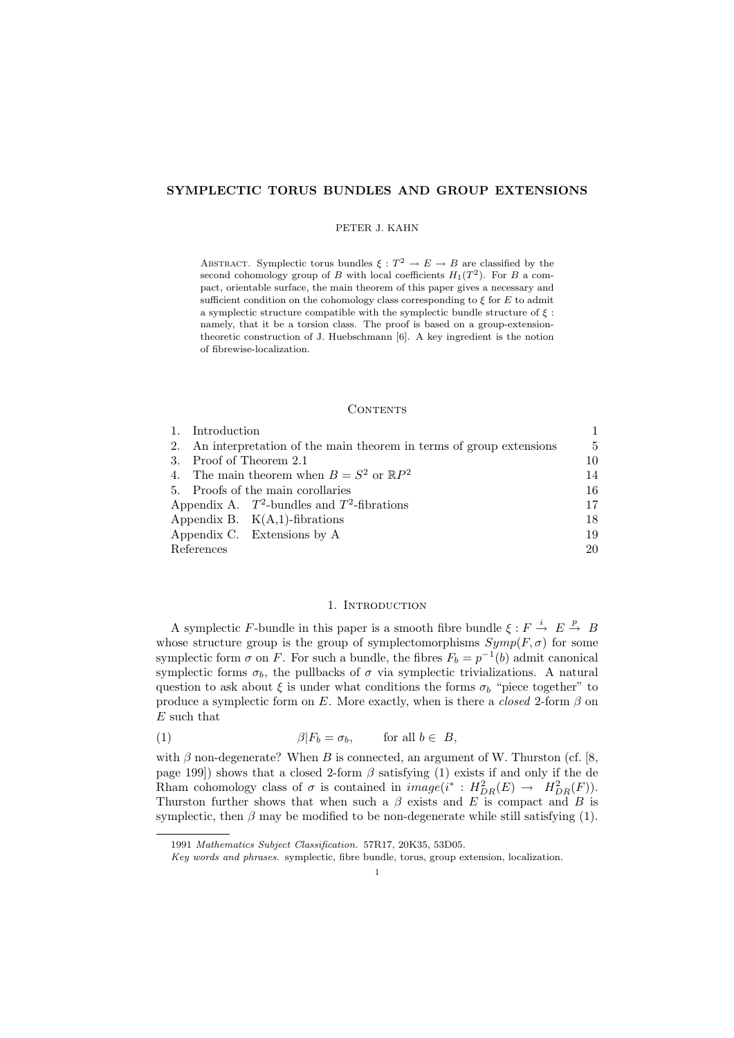# SYMPLECTIC TORUS BUNDLES AND GROUP EXTENSIONS

PETER J. KAHN

Abstract. Symplectic torus bundles $\xi : T^2 \to E \to B$ are classified by the second cohomology group of $B$ with local coefficients $H_1(T^2)$. For $B$ a compact, orientable surface, the main theorem of this paper gives a necessary and sufficient condition on the cohomology class corresponding to $\xi$ for $E$ to admit a symplectic structure compatible with the symplectic bundle structure of $\xi$ : namely, that it be a torsion class. The proof is based on a group-extension-theoretic construction of J. Huebschmann [6]. A key ingredient is the notion of fibrewise-localization.

## Contents

| | |
|---|---|
| 1. Introduction | 1 |
| 2. An interpretation of the main theorem in terms of group extensions | 5 |
| 3. Proof of Theorem 2.1 | 10 |
| 4. The main theorem when $B = S^2$ or $\mathbb{R}P^2$ | 14 |
| 5. Proofs of the main corollaries | 16 |
| Appendix A. $T^2$-bundles and $T^2$-fibrations | 17 |
| Appendix B. K(A,1)-fibrations | 18 |
| Appendix C. Extensions by A | 19 |
| References | 20 |

## 1. Introduction

A symplectic $F$-bundle in this paper is a smooth fibre bundle $\xi : F \xrightarrow{i} E \xrightarrow{p} B$ whose structure group is the group of symplectomorphisms $Symp(F, \sigma)$ for some symplectic form $\sigma$ on $F$. For such a bundle, the fibres $F_b = p^{-1}(b)$ admit canonical symplectic forms $\sigma_b$, the pullbacks of $\sigma$ via symplectic trivializations. A natural question to ask about $\xi$ is under what conditions the forms $\sigma_b$ "piece together" to produce a symplectic form on $E$. More exactly, when is there a *closed* 2-form $\beta$ on $E$ such that

$$\beta | F_b = \sigma_b, \qquad \text{for all } b \in B, \tag{1}$$

with $\beta$ non-degenerate? When $B$ is connected, an argument of W. Thurston (cf. [8, page 199]) shows that a closed 2-form $\beta$ satisfying (1) exists if and only if the de Rham cohomology class of $\sigma$ is contained in $image(i^* : H^2_{DR}(E) \to H^2_{DR}(F))$. Thurston further shows that when such a $\beta$ exists and $E$ is compact and $B$ is symplectic, then $\beta$ may be modified to be non-degenerate while still satisfying (1).

---

1991 *Mathematics Subject Classification.* 57R17, 20K35, 53D05.

*Key words and phrases.* symplectic, fibre bundle, torus, group extension, localization.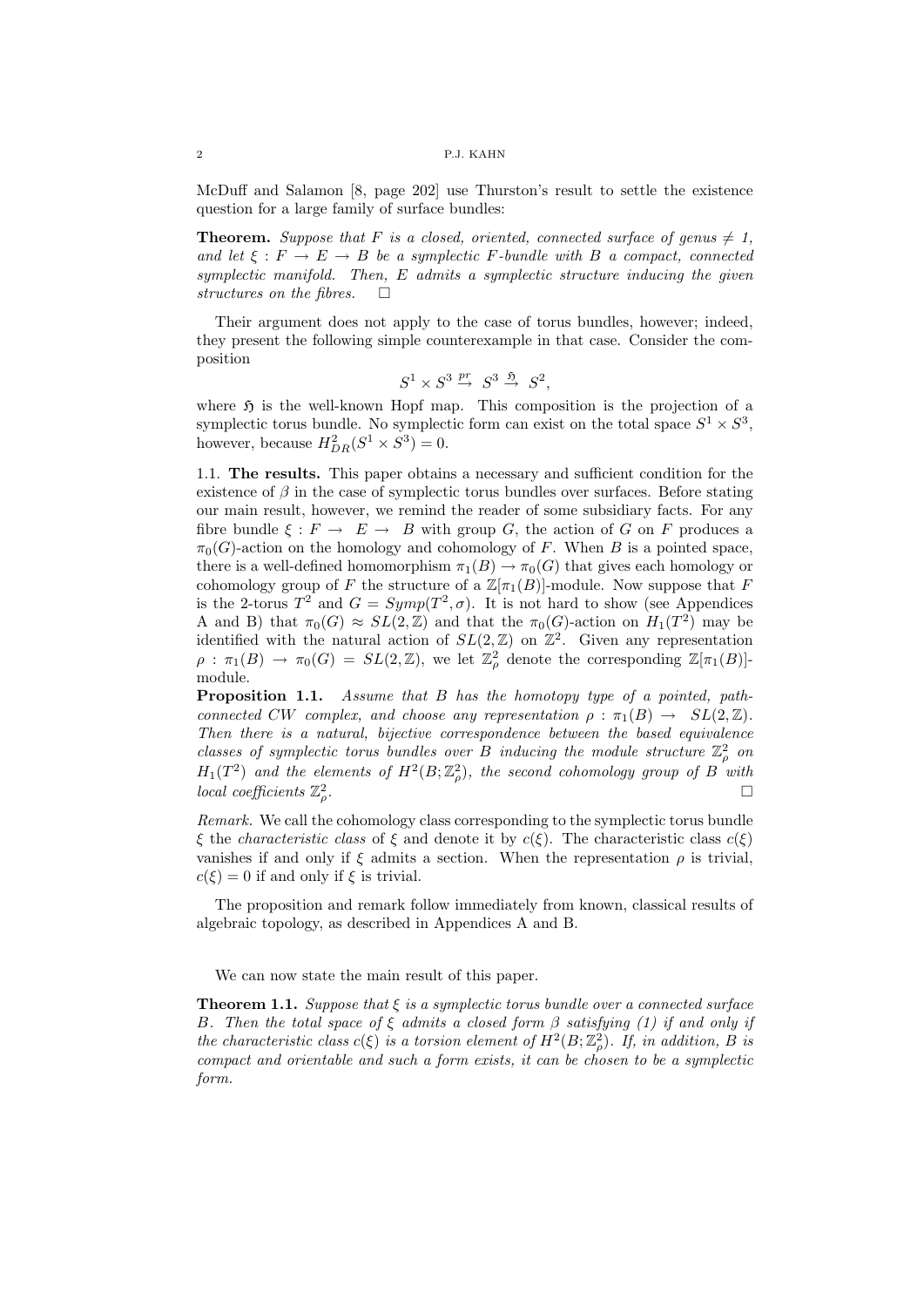McDuff and Salamon [8, page 202] use Thurston's result to settle the existence question for a large family of surface bundles:

**Theorem.** *Suppose that $F$ is a closed, oriented, connected surface of genus $\neq 1$, and let $\xi : F \to E \to B$ be a symplectic $F$-bundle with $B$ a compact, connected symplectic manifold. Then, $E$ admits a symplectic structure inducing the given structures on the fibres.* $\square$

Their argument does not apply to the case of torus bundles, however; indeed, they present the following simple counterexample in that case. Consider the composition

$$S^1 \times S^3 \xrightarrow{pr} S^3 \xrightarrow{\mathfrak{H}} S^2,$$

where $\mathfrak{H}$ is the well-known Hopf map. This composition is the projection of a symplectic torus bundle. No symplectic form can exist on the total space $S^1 \times S^3$, however, because $H^2_{DR}(S^1 \times S^3) = 0$.

1.1. **The results.** This paper obtains a necessary and sufficient condition for the existence of $\beta$ in the case of symplectic torus bundles over surfaces. Before stating our main result, however, we remind the reader of some subsidiary facts. For any fibre bundle $\xi : F \to E \to B$ with group $G$, the action of $G$ on $F$ produces a $\pi_0(G)$-action on the homology and cohomology of $F$. When $B$ is a pointed space, there is a well-defined homomorphism $\pi_1(B) \to \pi_0(G)$ that gives each homology or cohomology group of $F$ the structure of a $\mathbb{Z}[\pi_1(B)]$-module. Now suppose that $F$ is the 2-torus $T^2$ and $G = Symp(T^2, \sigma)$. It is not hard to show (see Appendices A and B) that $\pi_0(G) \approx SL(2, \mathbb{Z})$ and that the $\pi_0(G)$-action on $H_1(T^2)$ may be identified with the natural action of $SL(2, \mathbb{Z})$ on $\mathbb{Z}^2$. Given any representation $\rho : \pi_1(B) \to \pi_0(G) = SL(2, \mathbb{Z})$, we let $\mathbb{Z}^2_\rho$ denote the corresponding $\mathbb{Z}[\pi_1(B)]$-module.

**Proposition 1.1.** *Assume that $B$ has the homotopy type of a pointed, path-connected CW complex, and choose any representation $\rho : \pi_1(B) \to SL(2, \mathbb{Z})$. Then there is a natural, bijective correspondence between the based equivalence classes of symplectic torus bundles over $B$ inducing the module structure $\mathbb{Z}^2_\rho$ on $H_1(T^2)$ and the elements of $H^2(B; \mathbb{Z}^2_\rho)$, the second cohomology group of $B$ with local coefficients $\mathbb{Z}^2_\rho$.* $\square$

*Remark.* We call the cohomology class corresponding to the symplectic torus bundle $\xi$ the *characteristic class* of $\xi$ and denote it by $c(\xi)$. The characteristic class $c(\xi)$ vanishes if and only if $\xi$ admits a section. When the representation $\rho$ is trivial, $c(\xi) = 0$ if and only if $\xi$ is trivial.

The proposition and remark follow immediately from known, classical results of algebraic topology, as described in Appendices A and B.

We can now state the main result of this paper.

**Theorem 1.1.** *Suppose that $\xi$ is a symplectic torus bundle over a connected surface $B$. Then the total space of $\xi$ admits a closed form $\beta$ satisfying (1) if and only if the characteristic class $c(\xi)$ is a torsion element of $H^2(B; \mathbb{Z}^2_\rho)$. If, in addition, $B$ is compact and orientable and such a form exists, it can be chosen to be a symplectic form.*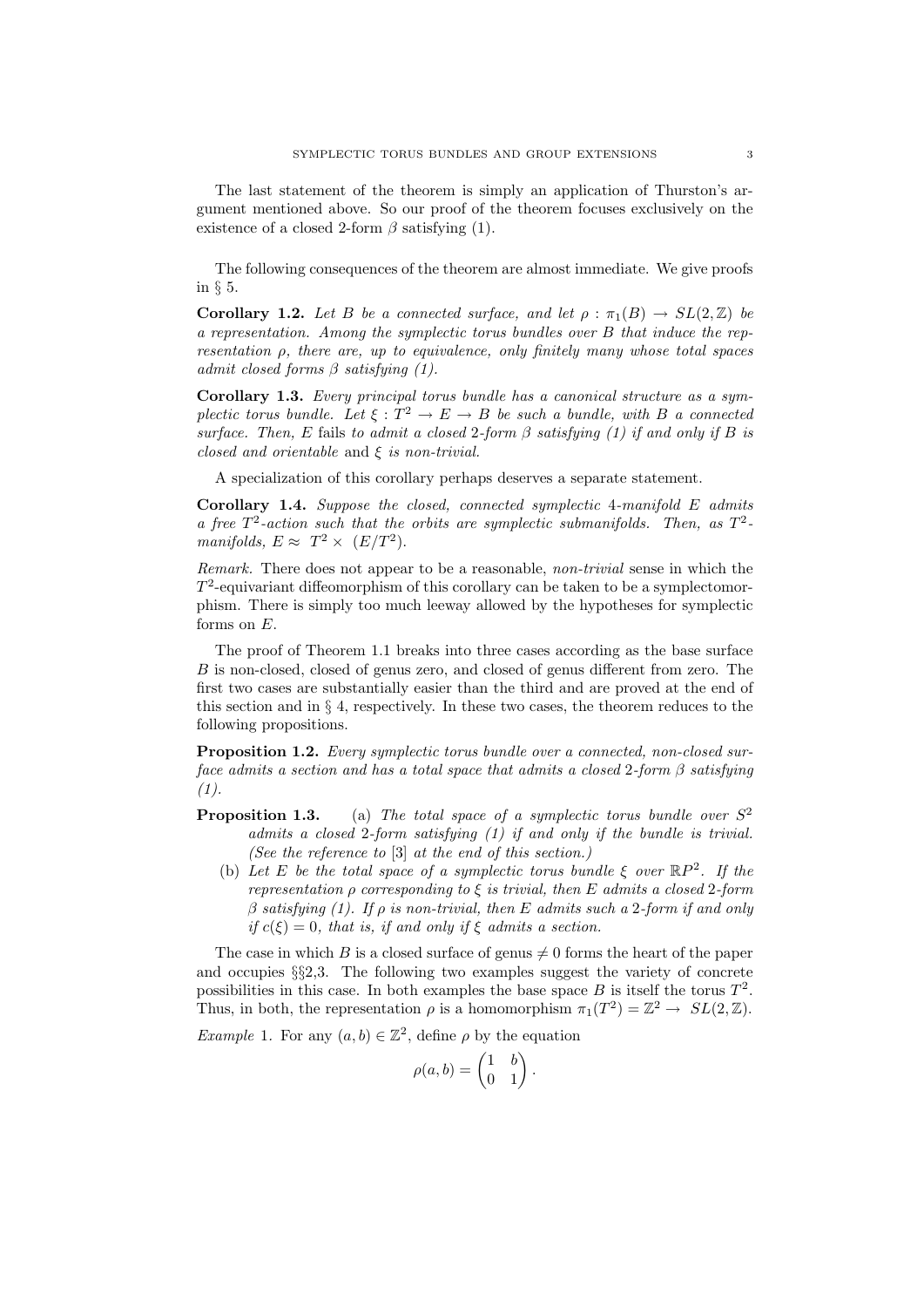The last statement of the theorem is simply an application of Thurston's argument mentioned above. So our proof of the theorem focuses exclusively on the existence of a closed 2-form $\beta$ satisfying (1).

The following consequences of the theorem are almost immediate. We give proofs in § 5.

**Corollary 1.2.** *Let $B$ be a connected surface, and let $\rho : \pi_1(B) \to SL(2, \mathbb{Z})$ be a representation. Among the symplectic torus bundles over $B$ that induce the representation $\rho$, there are, up to equivalence, only finitely many whose total spaces admit closed forms $\beta$ satisfying (1).*

**Corollary 1.3.** *Every principal torus bundle has a canonical structure as a symplectic torus bundle. Let $\xi : T^2 \to E \to B$ be such a bundle, with $B$ a connected surface. Then, $E$* fails *to admit a closed 2-form $\beta$ satisfying (1) if and only if $B$ is closed and orientable* and *$\xi$ is non-trivial.*

A specialization of this corollary perhaps deserves a separate statement.

**Corollary 1.4.** *Suppose the closed, connected symplectic 4-manifold $E$ admits a free $T^2$-action such that the orbits are symplectic submanifolds. Then, as $T^2$-manifolds, $E \approx T^2 \times (E/T^2)$.*

*Remark.* There does not appear to be a reasonable, *non-trivial* sense in which the $T^2$-equivariant diffeomorphism of this corollary can be taken to be a symplectomorphism. There is simply too much leeway allowed by the hypotheses for symplectic forms on $E$.

The proof of Theorem 1.1 breaks into three cases according as the base surface $B$ is non-closed, closed of genus zero, and closed of genus different from zero. The first two cases are substantially easier than the third and are proved at the end of this section and in § 4, respectively. In these two cases, the theorem reduces to the following propositions.

**Proposition 1.2.** *Every symplectic torus bundle over a connected, non-closed surface admits a section and has a total space that admits a closed 2-form $\beta$ satisfying (1).*

**Proposition 1.3.**
(a) *The total space of a symplectic torus bundle over $S^2$ admits a closed 2-form satisfying (1) if and only if the bundle is trivial. (See the reference to [3] at the end of this section.)*
(b) *Let $E$ be the total space of a symplectic torus bundle $\xi$ over $\mathbb{R}P^2$. If the representation $\rho$ corresponding to $\xi$ is trivial, then $E$ admits a closed 2-form $\beta$ satisfying (1). If $\rho$ is non-trivial, then $E$ admits such a 2-form if and only if $c(\xi) = 0$, that is, if and only if $\xi$ admits a section.*

The case in which $B$ is a closed surface of genus $\neq 0$ forms the heart of the paper and occupies §§2,3. The following two examples suggest the variety of concrete possibilities in this case. In both examples the base space $B$ is itself the torus $T^2$. Thus, in both, the representation $\rho$ is a homomorphism $\pi_1(T^2) = \mathbb{Z}^2 \to SL(2, \mathbb{Z})$.

*Example* 1. For any $(a, b) \in \mathbb{Z}^2$, define $\rho$ by the equation

$$\rho(a, b) = \begin{pmatrix} 1 & b \\ 0 & 1 \end{pmatrix}.$$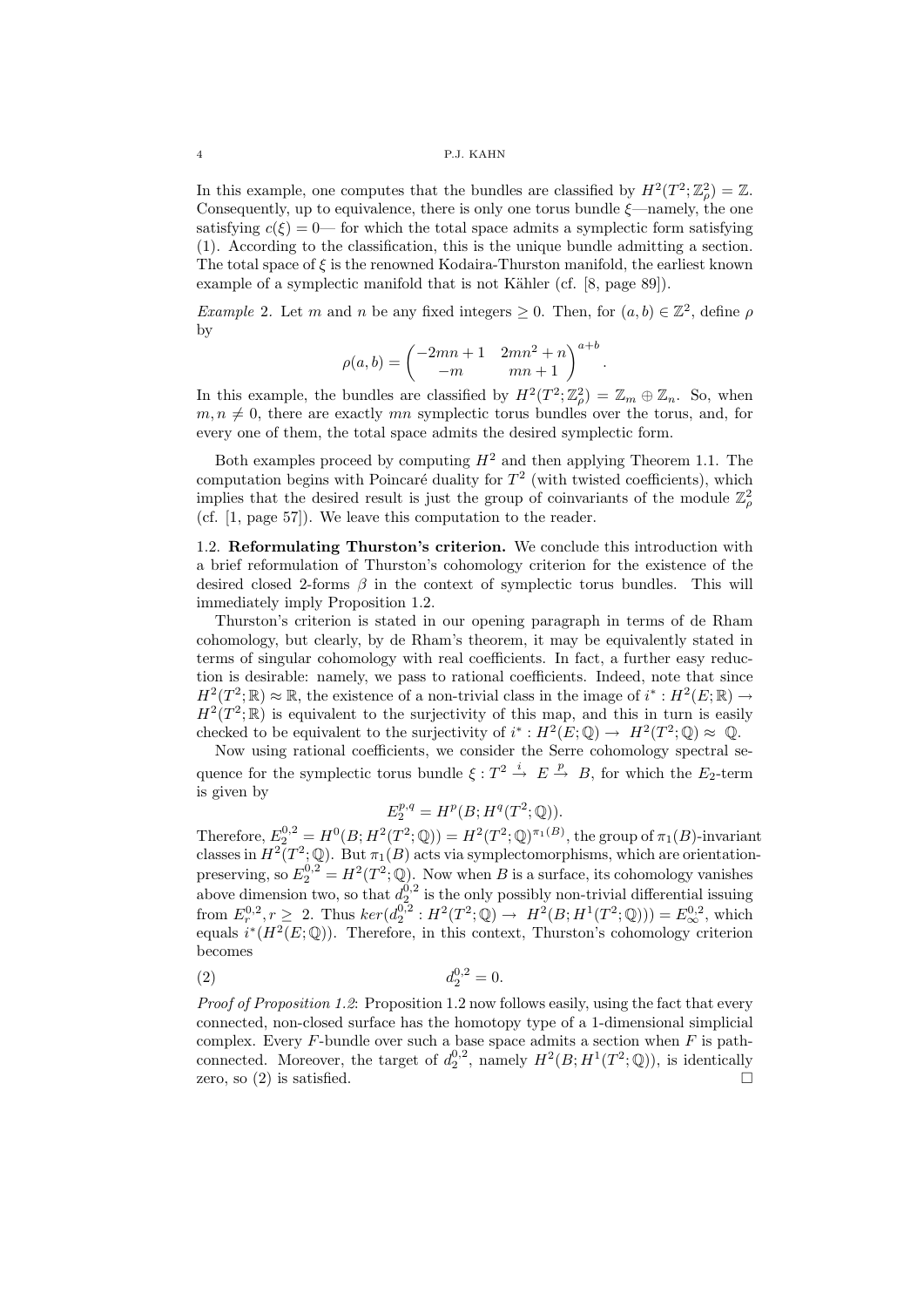In this example, one computes that the bundles are classified by $H^2(T^2;\mathbb{Z}^2_\rho) = \mathbb{Z}$. Consequently, up to equivalence, there is only one torus bundle $\xi$—namely, the one satisfying $c(\xi) = 0$— for which the total space admits a symplectic form satisfying (1). According to the classification, this is the unique bundle admitting a section. The total space of $\xi$ is the renowned Kodaira-Thurston manifold, the earliest known example of a symplectic manifold that is not Kähler (cf. [8, page 89]).

*Example* 2. Let $m$ and $n$ be any fixed integers $\geq 0$. Then, for $(a,b) \in \mathbb{Z}^2$, define $\rho$ by

$$\rho(a,b) = \begin{pmatrix} -2mn+1 & 2mn^2+n \\ -m & mn+1 \end{pmatrix}^{a+b}.$$

In this example, the bundles are classified by $H^2(T^2;\mathbb{Z}^2_\rho) = \mathbb{Z}_m \oplus \mathbb{Z}_n$. So, when $m, n \neq 0$, there are exactly $mn$ symplectic torus bundles over the torus, and, for every one of them, the total space admits the desired symplectic form.

Both examples proceed by computing $H^2$ and then applying Theorem 1.1. The computation begins with Poincaré duality for $T^2$ (with twisted coefficients), which implies that the desired result is just the group of coinvariants of the module $\mathbb{Z}^2_\rho$ (cf. [1, page 57]). We leave this computation to the reader.

### 1.2. Reformulating Thurston's criterion.

We conclude this introduction with a brief reformulation of Thurston's cohomology criterion for the existence of the desired closed 2-forms $\beta$ in the context of symplectic torus bundles. This will immediately imply Proposition 1.2.

Thurston's criterion is stated in our opening paragraph in terms of de Rham cohomology, but clearly, by de Rham's theorem, it may be equivalently stated in terms of singular cohomology with real coefficients. In fact, a further easy reduction is desirable: namely, we pass to rational coefficients. Indeed, note that since $H^2(T^2;\mathbb{R}) \approx \mathbb{R}$, the existence of a non-trivial class in the image of $i^* : H^2(E;\mathbb{R}) \to H^2(T^2;\mathbb{R})$ is equivalent to the surjectivity of this map, and this in turn is easily checked to be equivalent to the surjectivity of $i^* : H^2(E;\mathbb{Q}) \to H^2(T^2;\mathbb{Q}) \approx \mathbb{Q}$.

Now using rational coefficients, we consider the Serre cohomology spectral sequence for the symplectic torus bundle $\xi : T^2 \xrightarrow{i} E \xrightarrow{p} B$, for which the $E_2$-term is given by

$$E_2^{p,q} = H^p(B; H^q(T^2;\mathbb{Q})).$$

Therefore, $E_2^{0,2} = H^0(B; H^2(T^2;\mathbb{Q})) = H^2(T^2;\mathbb{Q})^{\pi_1(B)}$, the group of $\pi_1(B)$-invariant classes in $H^2(T^2;\mathbb{Q})$. But $\pi_1(B)$ acts via symplectomorphisms, which are orientation-preserving, so $E_2^{0,2} = H^2(T^2;\mathbb{Q})$. Now when $B$ is a surface, its cohomology vanishes above dimension two, so that $d_2^{0,2}$ is the only possibly non-trivial differential issuing from $E_r^{0,2}, r \geq 2$. Thus $ker(d_2^{0,2} : H^2(T^2;\mathbb{Q}) \to H^2(B; H^1(T^2;\mathbb{Q}))) = E_\infty^{0,2}$, which equals $i^*(H^2(E;\mathbb{Q}))$. Therefore, in this context, Thurston's cohomology criterion becomes

$$d_2^{0,2} = 0. \tag{2}$$

*Proof of Proposition 1.2*: Proposition 1.2 now follows easily, using the fact that every connected, non-closed surface has the homotopy type of a 1-dimensional simplicial complex. Every $F$-bundle over such a base space admits a section when $F$ is path-connected. Moreover, the target of $d_2^{0,2}$, namely $H^2(B; H^1(T^2;\mathbb{Q}))$, is identically zero, so (2) is satisfied. □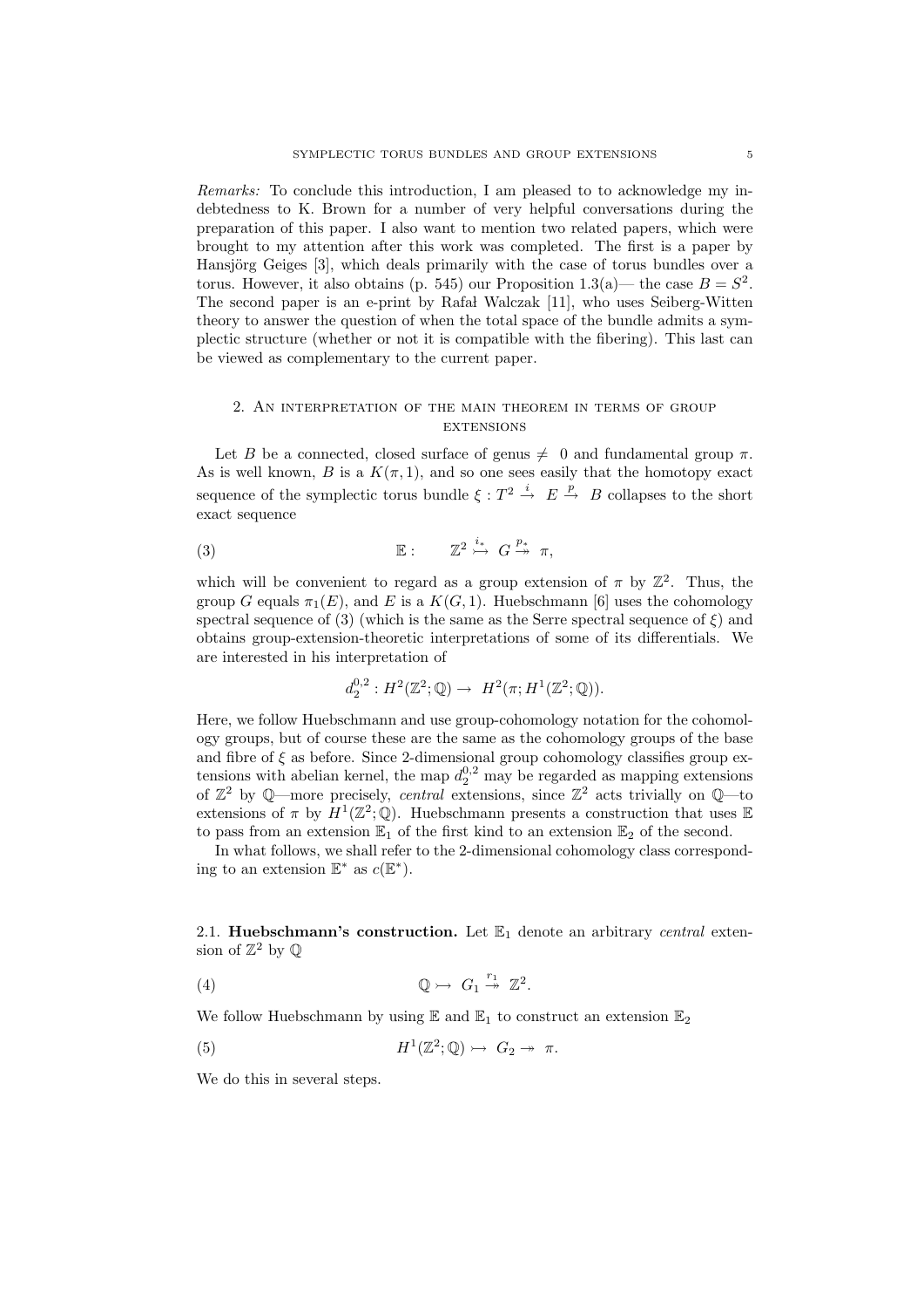*Remarks:* To conclude this introduction, I am pleased to to acknowledge my indebtedness to K. Brown for a number of very helpful conversations during the preparation of this paper. I also want to mention two related papers, which were brought to my attention after this work was completed. The first is a paper by Hansjörg Geiges [3], which deals primarily with the case of torus bundles over a torus. However, it also obtains (p. 545) our Proposition 1.3(a)— the case $B = S^2$. The second paper is an e-print by Rafał Walczak [11], who uses Seiberg-Witten theory to answer the question of when the total space of the bundle admits a symplectic structure (whether or not it is compatible with the fibering). This last can be viewed as complementary to the current paper.

## 2. An interpretation of the main theorem in terms of group extensions

Let $B$ be a connected, closed surface of genus $\neq 0$ and fundamental group $\pi$. As is well known, $B$ is a $K(\pi, 1)$, and so one sees easily that the homotopy exact sequence of the symplectic torus bundle $\xi : T^2 \xrightarrow{i} E \xrightarrow{p} B$ collapses to the short exact sequence

$$\mathbb{E}: \qquad \mathbb{Z}^2 \overset{i_*}{\rightarrowtail} G \overset{p_*}{\twoheadrightarrow} \pi, \tag{3}$$

which will be convenient to regard as a group extension of $\pi$ by $\mathbb{Z}^2$. Thus, the group $G$ equals $\pi_1(E)$, and $E$ is a $K(G, 1)$. Huebschmann [6] uses the cohomology spectral sequence of (3) (which is the same as the Serre spectral sequence of $\xi$) and obtains group-extension-theoretic interpretations of some of its differentials. We are interested in his interpretation of

$$d_2^{0,2} : H^2(\mathbb{Z}^2; \mathbb{Q}) \to H^2(\pi; H^1(\mathbb{Z}^2; \mathbb{Q})).$$

Here, we follow Huebschmann and use group-cohomology notation for the cohomology groups, but of course these are the same as the cohomology groups of the base and fibre of $\xi$ as before. Since 2-dimensional group cohomology classifies group extensions with abelian kernel, the map $d_2^{0,2}$ may be regarded as mapping extensions of $\mathbb{Z}^2$ by $\mathbb{Q}$—more precisely, *central* extensions, since $\mathbb{Z}^2$ acts trivially on $\mathbb{Q}$—to extensions of $\pi$ by $H^1(\mathbb{Z}^2; \mathbb{Q})$. Huebschmann presents a construction that uses $\mathbb{E}$ to pass from an extension $\mathbb{E}_1$ of the first kind to an extension $\mathbb{E}_2$ of the second.

In what follows, we shall refer to the 2-dimensional cohomology class corresponding to an extension $\mathbb{E}^*$ as $c(\mathbb{E}^*)$.

### 2.1. Huebschmann's construction.

Let $\mathbb{E}_1$ denote an arbitrary *central* extension of $\mathbb{Z}^2$ by $\mathbb{Q}$

$$\mathbb{Q} \rightarrowtail G_1 \overset{r_1}{\twoheadrightarrow} \mathbb{Z}^2. \tag{4}$$

We follow Huebschmann by using $\mathbb{E}$ and $\mathbb{E}_1$ to construct an extension $\mathbb{E}_2$

$$H^1(\mathbb{Z}^2; \mathbb{Q}) \rightarrowtail G_2 \twoheadrightarrow \pi. \tag{5}$$

We do this in several steps.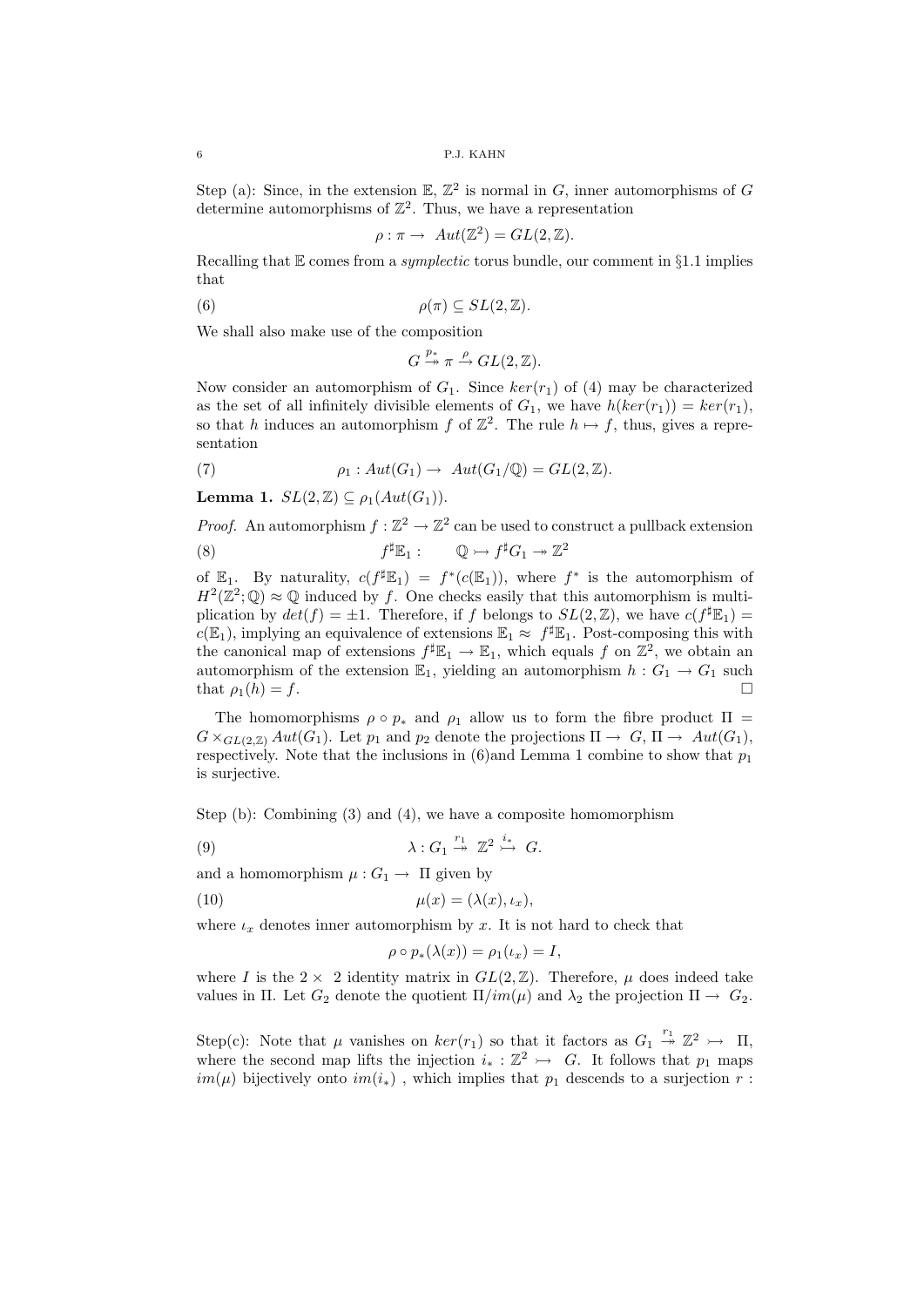Step (a): Since, in the extension $\mathbb{E}$, $\mathbb{Z}^2$ is normal in $G$, inner automorphisms of $G$ determine automorphisms of $\mathbb{Z}^2$. Thus, we have a representation

$$\rho : \pi \to Aut(\mathbb{Z}^2) = GL(2, \mathbb{Z}).$$

Recalling that $\mathbb{E}$ comes from a *symplectic* torus bundle, our comment in §1.1 implies that

$$\rho(\pi) \subseteq SL(2, \mathbb{Z}). \tag{6}$$

We shall also make use of the composition

$$G \overset{p_*}{\twoheadrightarrow} \pi \overset{\rho}{\to} GL(2, \mathbb{Z}).$$

Now consider an automorphism of $G_1$. Since $ker(r_1)$ of (4) may be characterized as the set of all infinitely divisible elements of $G_1$, we have $h(ker(r_1)) = ker(r_1)$, so that $h$ induces an automorphism $f$ of $\mathbb{Z}^2$. The rule $h \mapsto f$, thus, gives a representation

$$\rho_1 : Aut(G_1) \to Aut(G_1/\mathbb{Q}) = GL(2, \mathbb{Z}). \tag{7}$$

**Lemma 1.** $SL(2, \mathbb{Z}) \subseteq \rho_1(Aut(G_1))$.

*Proof.* An automorphism $f : \mathbb{Z}^2 \to \mathbb{Z}^2$ can be used to construct a pullback extension

$$f^\sharp \mathbb{E}_1 : \qquad \mathbb{Q} \rightarrowtail f^\sharp G_1 \twoheadrightarrow \mathbb{Z}^2 \tag{8}$$

of $\mathbb{E}_1$. By naturality, $c(f^\sharp \mathbb{E}_1) = f^*(c(\mathbb{E}_1))$, where $f^*$ is the automorphism of $H^2(\mathbb{Z}^2; \mathbb{Q}) \approx \mathbb{Q}$ induced by $f$. One checks easily that this automorphism is multiplication by $det(f) = \pm 1$. Therefore, if $f$ belongs to $SL(2, \mathbb{Z})$, we have $c(f^\sharp \mathbb{E}_1) = c(\mathbb{E}_1)$, implying an equivalence of extensions $\mathbb{E}_1 \approx f^\sharp \mathbb{E}_1$. Post-composing this with the canonical map of extensions $f^\sharp \mathbb{E}_1 \to \mathbb{E}_1$, which equals $f$ on $\mathbb{Z}^2$, we obtain an automorphism of the extension $\mathbb{E}_1$, yielding an automorphism $h : G_1 \to G_1$ such that $\rho_1(h) = f$. $\square$

The homomorphisms $\rho \circ p_*$ and $\rho_1$ allow us to form the fibre product $\Pi = G \times_{GL(2,\mathbb{Z})} Aut(G_1)$. Let $p_1$ and $p_2$ denote the projections $\Pi \to G$, $\Pi \to Aut(G_1)$, respectively. Note that the inclusions in (6)and Lemma 1 combine to show that $p_1$ is surjective.

Step (b): Combining (3) and (4), we have a composite homomorphism

$$\lambda : G_1 \overset{r_1}{\twoheadrightarrow} \mathbb{Z}^2 \overset{i_*}{\rightarrowtail} G. \tag{9}$$

and a homomorphism $\mu : G_1 \to \Pi$ given by

$$\mu(x) = (\lambda(x), \iota_x), \tag{10}$$

where $\iota_x$ denotes inner automorphism by $x$. It is not hard to check that

$$\rho \circ p_*(\lambda(x)) = \rho_1(\iota_x) = I,$$

where $I$ is the $2 \times 2$ identity matrix in $GL(2, \mathbb{Z})$. Therefore, $\mu$ does indeed take values in $\Pi$. Let $G_2$ denote the quotient $\Pi/im(\mu)$ and $\lambda_2$ the projection $\Pi \to G_2$.

Step(c): Note that $\mu$ vanishes on $ker(r_1)$ so that it factors as $G_1 \overset{r_1}{\twoheadrightarrow} \mathbb{Z}^2 \rightarrowtail \Pi$, where the second map lifts the injection $i_* : \mathbb{Z}^2 \rightarrowtail G$. It follows that $p_1$ maps $im(\mu)$ bijectively onto $im(i_*)$ , which implies that $p_1$ descends to a surjection $r$ :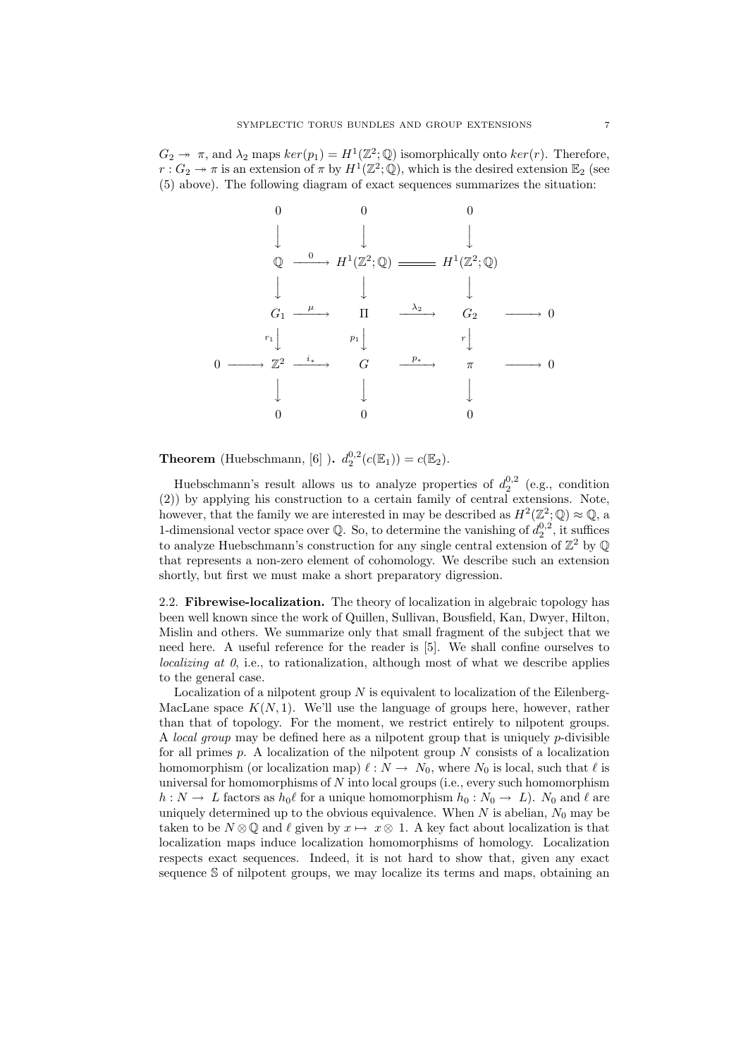$G_2 \twoheadrightarrow \pi$, and $\lambda_2$ maps $ker(p_1) = H^1(\mathbb{Z}^2;\mathbb{Q})$ isomorphically onto $ker(r)$. Therefore, $r : G_2 \twoheadrightarrow \pi$ is an extension of $\pi$ by $H^1(\mathbb{Z}^2;\mathbb{Q})$, which is the desired extension $\mathbb{E}_2$ (see (5) above). The following diagram of exact sequences summarizes the situation:

$$
\begin{array}{ccccccccc}
 & & 0 & & 0 & & 0 & & \\
 & & \downarrow & & \downarrow & & \downarrow & & \\
 & & \mathbb{Q} & \xrightarrow{0} & H^1(\mathbb{Z}^2;\mathbb{Q}) & = & H^1(\mathbb{Z}^2;\mathbb{Q}) & & \\
 & & \downarrow & & \downarrow & & \downarrow & & \\
 & & G_1 & \xrightarrow{\mu} & \Pi & \xrightarrow{\lambda_2} & G_2 & \longrightarrow & 0 \\
 & & {\scriptstyle r_1}\downarrow & & {\scriptstyle p_1}\downarrow & & {\scriptstyle r}\downarrow & & \\
0 & \longrightarrow & \mathbb{Z}^2 & \xrightarrow{i_*} & G & \xrightarrow{p_*} & \pi & \longrightarrow & 0 \\
 & & \downarrow & & \downarrow & & \downarrow & & \\
 & & 0 & & 0 & & 0 & &
\end{array}
$$

**Theorem** (Huebschmann, [6] )**.** $d_2^{0,2}(c(\mathbb{E}_1)) = c(\mathbb{E}_2)$.

Huebschmann's result allows us to analyze properties of $d_2^{0,2}$ (e.g., condition (2)) by applying his construction to a certain family of central extensions. Note, however, that the family we are interested in may be described as $H^2(\mathbb{Z}^2;\mathbb{Q}) \approx \mathbb{Q}$, a 1-dimensional vector space over $\mathbb{Q}$. So, to determine the vanishing of $d_2^{0,2}$, it suffices to analyze Huebschmann's construction for any single central extension of $\mathbb{Z}^2$ by $\mathbb{Q}$ that represents a non-zero element of cohomology. We describe such an extension shortly, but first we must make a short preparatory digression.

2.2. **Fibrewise-localization.** The theory of localization in algebraic topology has been well known since the work of Quillen, Sullivan, Bousfield, Kan, Dwyer, Hilton, Mislin and others. We summarize only that small fragment of the subject that we need here. A useful reference for the reader is [5]. We shall confine ourselves to *localizing at 0*, i.e., to rationalization, although most of what we describe applies to the general case.

Localization of a nilpotent group $N$ is equivalent to localization of the Eilenberg-MacLane space $K(N, 1)$. We'll use the language of groups here, however, rather than that of topology. For the moment, we restrict entirely to nilpotent groups. A *local group* may be defined here as a nilpotent group that is uniquely $p$-divisible for all primes $p$. A localization of the nilpotent group $N$ consists of a localization homomorphism (or localization map) $\ell : N \to N_0$, where $N_0$ is local, such that $\ell$ is universal for homomorphisms of $N$ into local groups (i.e., every such homomorphism $h : N \to L$ factors as $h_0\ell$ for a unique homomorphism $h_0 : N_0 \to L$). $N_0$ and $\ell$ are uniquely determined up to the obvious equivalence. When $N$ is abelian, $N_0$ may be taken to be $N \otimes \mathbb{Q}$ and $\ell$ given by $x \mapsto x \otimes 1$. A key fact about localization is that localization maps induce localization homomorphisms of homology. Localization respects exact sequences. Indeed, it is not hard to show that, given any exact sequence $\mathbb{S}$ of nilpotent groups, we may localize its terms and maps, obtaining an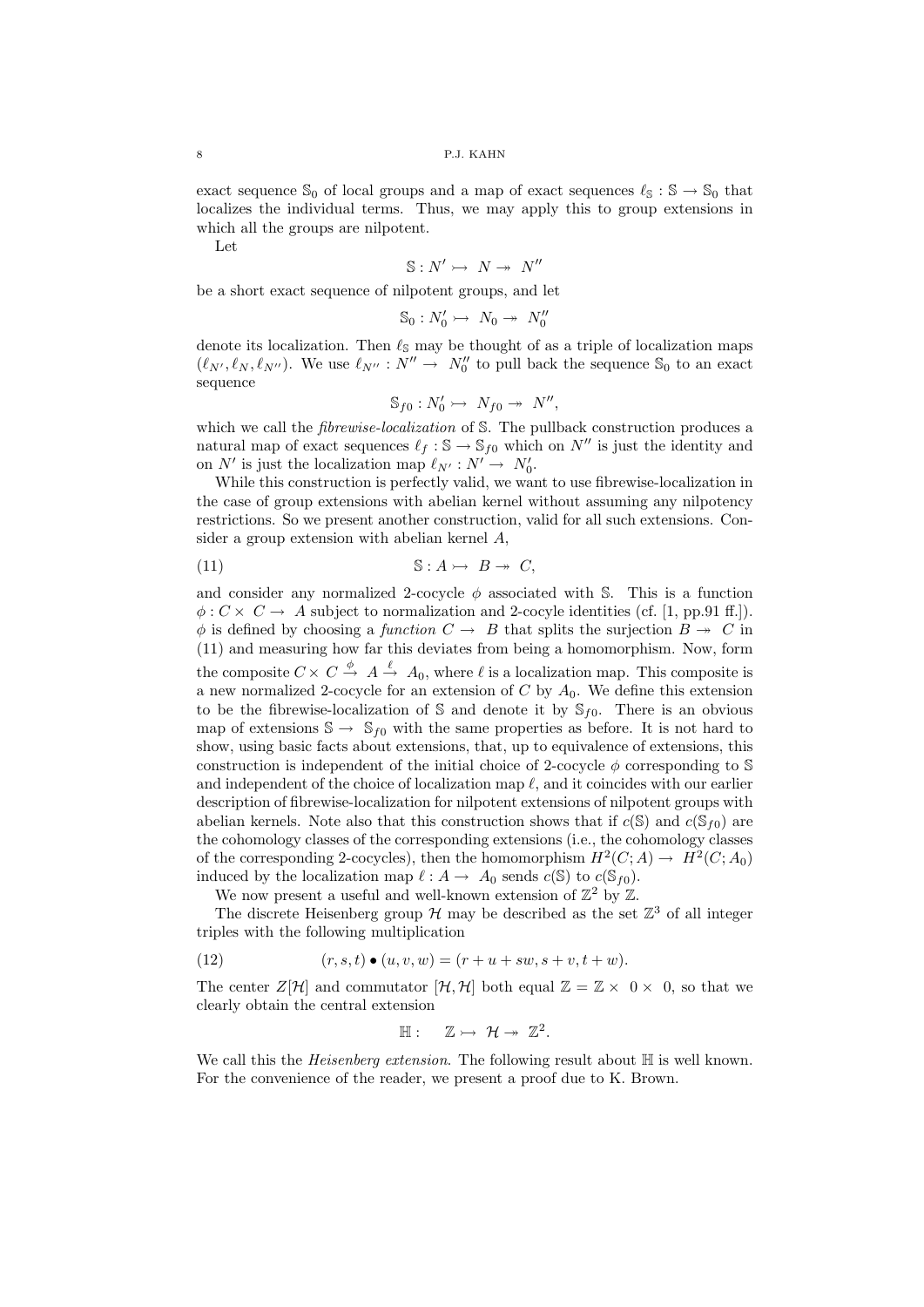exact sequence $\mathbb{S}_0$ of local groups and a map of exact sequences $\ell_{\mathbb{S}} : \mathbb{S} \to \mathbb{S}_0$ that localizes the individual terms. Thus, we may apply this to group extensions in which all the groups are nilpotent.

Let

$$\mathbb{S} : N' \rightarrowtail N \twoheadrightarrow N''$$

be a short exact sequence of nilpotent groups, and let

$$\mathbb{S}_0 : N_0' \rightarrowtail N_0 \twoheadrightarrow N_0''$$

denote its localization. Then $\ell_{\mathbb{S}}$ may be thought of as a triple of localization maps $(\ell_{N'}, \ell_N, \ell_{N''})$. We use $\ell_{N''} : N'' \to N_0''$ to pull back the sequence $\mathbb{S}_0$ to an exact sequence

$$\mathbb{S}_{f0} : N_0' \rightarrowtail N_{f0} \twoheadrightarrow N'',$$

which we call the *fibrewise-localization* of $\mathbb{S}$. The pullback construction produces a natural map of exact sequences $\ell_f : \mathbb{S} \to \mathbb{S}_{f0}$ which on $N''$ is just the identity and on $N'$ is just the localization map $\ell_{N'} : N' \to N_0'$.

While this construction is perfectly valid, we want to use fibrewise-localization in the case of group extensions with abelian kernel without assuming any nilpotency restrictions. So we present another construction, valid for all such extensions. Consider a group extension with abelian kernel $A$,

$$\mathbb{S} : A \rightarrowtail B \twoheadrightarrow C, \tag{11}$$

and consider any normalized 2-cocycle $\phi$ associated with $\mathbb{S}$. This is a function $\phi : C \times C \to A$ subject to normalization and 2-cocyle identities (cf. [1, pp.91 ff.]). $\phi$ is defined by choosing a *function* $C \to B$ that splits the surjection $B \twoheadrightarrow C$ in (11) and measuring how far this deviates from being a homomorphism. Now, form the composite $C \times C \xrightarrow{\phi} A \xrightarrow{\ell} A_0$, where $\ell$ is a localization map. This composite is a new normalized 2-cocycle for an extension of $C$ by $A_0$. We define this extension to be the fibrewise-localization of $\mathbb{S}$ and denote it by $\mathbb{S}_{f0}$. There is an obvious map of extensions $\mathbb{S} \to \mathbb{S}_{f0}$ with the same properties as before. It is not hard to show, using basic facts about extensions, that, up to equivalence of extensions, this construction is independent of the initial choice of 2-cocycle $\phi$ corresponding to $\mathbb{S}$ and independent of the choice of localization map $\ell$, and it coincides with our earlier description of fibrewise-localization for nilpotent extensions of nilpotent groups with abelian kernels. Note also that this construction shows that if $c(\mathbb{S})$ and $c(\mathbb{S}_{f0})$ are the cohomology classes of the corresponding extensions (i.e., the cohomology classes of the corresponding 2-cocycles), then the homomorphism $H^2(C; A) \to H^2(C; A_0)$ induced by the localization map $\ell : A \to A_0$ sends $c(\mathbb{S})$ to $c(\mathbb{S}_{f0})$.

We now present a useful and well-known extension of $\mathbb{Z}^2$ by $\mathbb{Z}$.

The discrete Heisenberg group $\mathcal{H}$ may be described as the set $\mathbb{Z}^3$ of all integer triples with the following multiplication

$$(r, s, t) \bullet (u, v, w) = (r + u + sw, s + v, t + w). \tag{12}$$

The center $Z[\mathcal{H}]$ and commutator $[\mathcal{H}, \mathcal{H}]$ both equal $\mathbb{Z} = \mathbb{Z} \times 0 \times 0$, so that we clearly obtain the central extension

$$\mathbb{H} : \quad \mathbb{Z} \rightarrowtail \mathcal{H} \twoheadrightarrow \mathbb{Z}^2.$$

We call this the *Heisenberg extension*. The following result about $\mathbb{H}$ is well known. For the convenience of the reader, we present a proof due to K. Brown.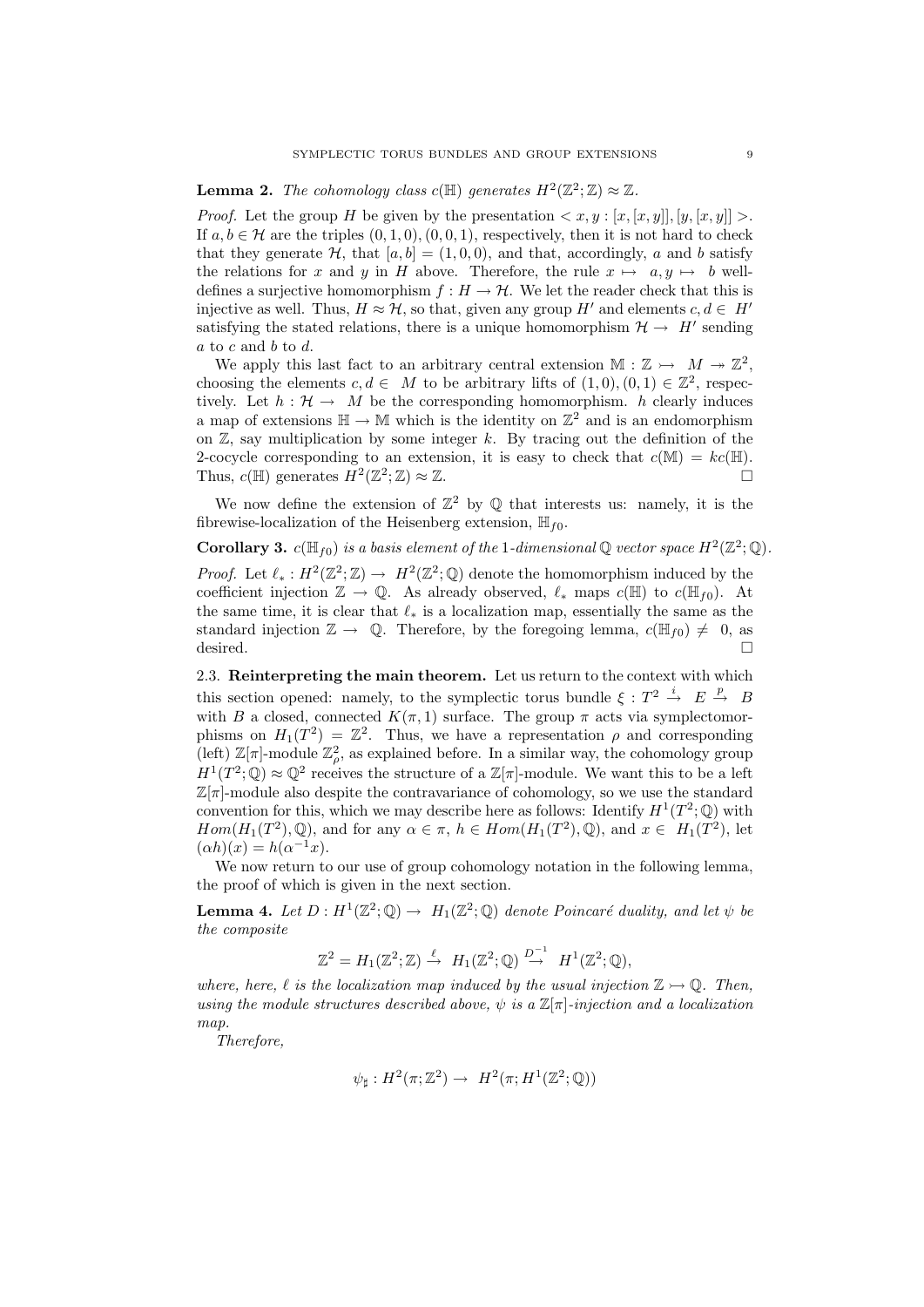**Lemma 2.** *The cohomology class $c(\mathbb{H})$ generates $H^2(\mathbb{Z}^2;\mathbb{Z}) \approx \mathbb{Z}$.*

*Proof.* Let the group $H$ be given by the presentation $< x, y : [x,[x,y]], [y,[x,y]] >$. If $a, b \in \mathcal{H}$ are the triples $(0,1,0), (0,0,1)$, respectively, then it is not hard to check that they generate $\mathcal{H}$, that $[a,b] = (1,0,0)$, and that, accordingly, $a$ and $b$ satisfy the relations for $x$ and $y$ in $H$ above. Therefore, the rule $x \mapsto a, y \mapsto b$ well-defines a surjective homomorphism $f : H \to \mathcal{H}$. We let the reader check that this is injective as well. Thus, $H \approx \mathcal{H}$, so that, given any group $H'$ and elements $c, d \in H'$ satisfying the stated relations, there is a unique homomorphism $\mathcal{H} \to H'$ sending $a$ to $c$ and $b$ to $d$.

We apply this last fact to an arbitrary central extension $\mathbb{M} : \mathbb{Z} \rightarrowtail M \twoheadrightarrow \mathbb{Z}^2$, choosing the elements $c, d \in M$ to be arbitrary lifts of $(1,0), (0,1) \in \mathbb{Z}^2$, respectively. Let $h : \mathcal{H} \to M$ be the corresponding homomorphism. $h$ clearly induces a map of extensions $\mathbb{H} \to \mathbb{M}$ which is the identity on $\mathbb{Z}^2$ and is an endomorphism on $\mathbb{Z}$, say multiplication by some integer $k$. By tracing out the definition of the 2-cocycle corresponding to an extension, it is easy to check that $c(\mathbb{M}) = kc(\mathbb{H})$. Thus, $c(\mathbb{H})$ generates $H^2(\mathbb{Z}^2;\mathbb{Z}) \approx \mathbb{Z}$. $\square$

We now define the extension of $\mathbb{Z}^2$ by $\mathbb{Q}$ that interests us: namely, it is the fibrewise-localization of the Heisenberg extension, $\mathbb{H}_{f0}$.

**Corollary 3.** *$c(\mathbb{H}_{f0})$ is a basis element of the 1-dimensional $\mathbb{Q}$ vector space $H^2(\mathbb{Z}^2;\mathbb{Q})$.*

*Proof.* Let $\ell_* : H^2(\mathbb{Z}^2;\mathbb{Z}) \to H^2(\mathbb{Z}^2;\mathbb{Q})$ denote the homomorphism induced by the coefficient injection $\mathbb{Z} \to \mathbb{Q}$. As already observed, $\ell_*$ maps $c(\mathbb{H})$ to $c(\mathbb{H}_{f0})$. At the same time, it is clear that $\ell_*$ is a localization map, essentially the same as the standard injection $\mathbb{Z} \to \mathbb{Q}$. Therefore, by the foregoing lemma, $c(\mathbb{H}_{f0}) \neq 0$, as desired. $\square$

2.3. **Reinterpreting the main theorem.** Let us return to the context with which this section opened: namely, to the symplectic torus bundle $\xi : T^2 \xrightarrow{i} E \xrightarrow{p} B$ with $B$ a closed, connected $K(\pi, 1)$ surface. The group $\pi$ acts via symplectomorphisms on $H_1(T^2) = \mathbb{Z}^2$. Thus, we have a representation $\rho$ and corresponding (left) $\mathbb{Z}[\pi]$-module $\mathbb{Z}^2_\rho$, as explained before. In a similar way, the cohomology group $H^1(T^2;\mathbb{Q}) \approx \mathbb{Q}^2$ receives the structure of a $\mathbb{Z}[\pi]$-module. We want this to be a left $\mathbb{Z}[\pi]$-module also despite the contravariance of cohomology, so we use the standard convention for this, which we may describe here as follows: Identify $H^1(T^2;\mathbb{Q})$ with $Hom(H_1(T^2),\mathbb{Q})$, and for any $\alpha \in \pi$, $h \in Hom(H_1(T^2),\mathbb{Q})$, and $x \in H_1(T^2)$, let $(\alpha h)(x) = h(\alpha^{-1}x)$.

We now return to our use of group cohomology notation in the following lemma, the proof of which is given in the next section.

**Lemma 4.** *Let $D : H^1(\mathbb{Z}^2;\mathbb{Q}) \to H_1(\mathbb{Z}^2;\mathbb{Q})$ denote Poincaré duality, and let $\psi$ be the composite*

$$\mathbb{Z}^2 = H_1(\mathbb{Z}^2;\mathbb{Z}) \xrightarrow{\ell} H_1(\mathbb{Z}^2;\mathbb{Q}) \xrightarrow{D^{-1}} H^1(\mathbb{Z}^2;\mathbb{Q}),$$

*where, here, $\ell$ is the localization map induced by the usual injection $\mathbb{Z} \rightarrowtail \mathbb{Q}$. Then, using the module structures described above, $\psi$ is a $\mathbb{Z}[\pi]$-injection and a localization map.*

*Therefore,*

$$\psi_\sharp : H^2(\pi;\mathbb{Z}^2) \to H^2(\pi; H^1(\mathbb{Z}^2;\mathbb{Q}))$$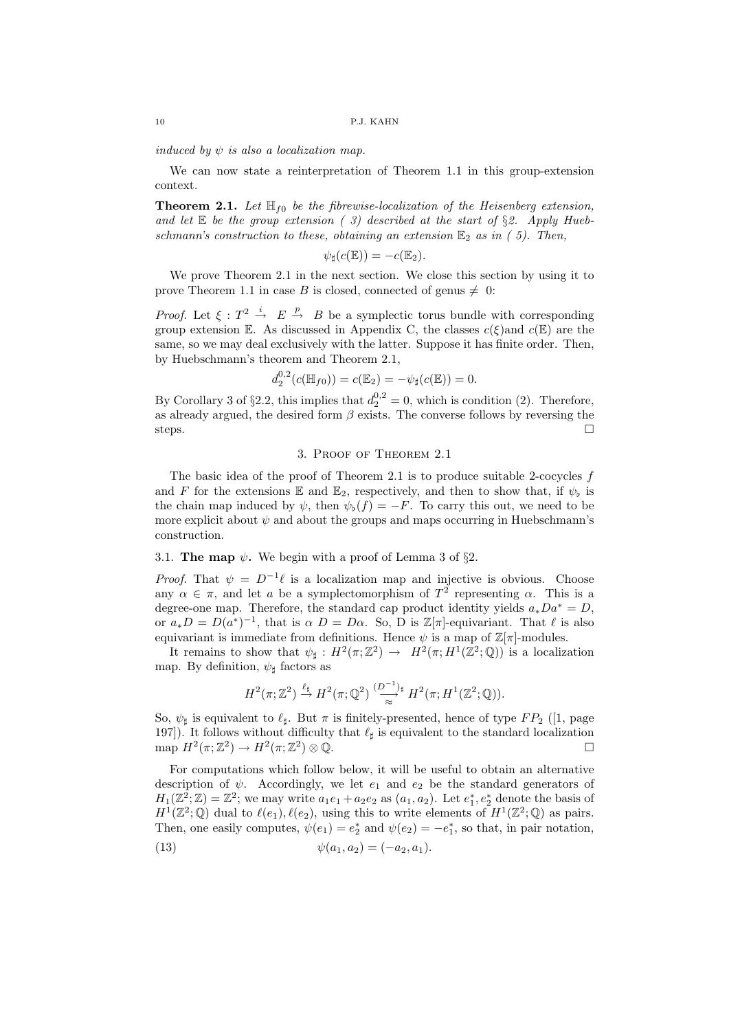*induced by $\psi$ is also a localization map.*

We can now state a reinterpretation of Theorem 1.1 in this group-extension context.

**Theorem 2.1.** *Let $\mathbb{H}_{f0}$ be the fibrewise-localization of the Heisenberg extension, and let $\mathbb{E}$ be the group extension ( 3) described at the start of §2. Apply Huebschmann's construction to these, obtaining an extension $\mathbb{E}_2$ as in ( 5). Then,*

$$\psi_\sharp(c(\mathbb{E})) = -c(\mathbb{E}_2).$$

We prove Theorem 2.1 in the next section. We close this section by using it to prove Theorem 1.1 in case $B$ is closed, connected of genus $\neq\ 0$:

*Proof.* Let $\xi : T^2 \xrightarrow{i} E \xrightarrow{p} B$ be a symplectic torus bundle with corresponding group extension $\mathbb{E}$. As discussed in Appendix C, the classes $c(\xi)$and $c(\mathbb{E})$ are the same, so we may deal exclusively with the latter. Suppose it has finite order. Then, by Huebschmann's theorem and Theorem 2.1,

$$d_2^{0,2}(c(\mathbb{H}_{f0})) = c(\mathbb{E}_2) = -\psi_\sharp(c(\mathbb{E})) = 0.$$

By Corollary 3 of §2.2, this implies that $d_2^{0,2} = 0$, which is condition (2). Therefore, as already argued, the desired form $\beta$ exists. The converse follows by reversing the steps. $\square$

## 3. Proof of Theorem 2.1

The basic idea of the proof of Theorem 2.1 is to produce suitable 2-cocycles $f$ and $F$ for the extensions $\mathbb{E}$ and $\mathbb{E}_2$, respectively, and then to show that, if $\psi_\flat$ is the chain map induced by $\psi$, then $\psi_\flat(f) = -F$. To carry this out, we need to be more explicit about $\psi$ and about the groups and maps occurring in Huebschmann's construction.

### 3.1. The map $\psi$.

We begin with a proof of Lemma 3 of §2.

*Proof.* That $\psi = D^{-1}\ell$ is a localization map and injective is obvious. Choose any $\alpha \in \pi$, and let $a$ be a symplectomorphism of $T^2$ representing $\alpha$. This is a degree-one map. Therefore, the standard cap product identity yields $a_*Da^* = D$, or $a_*D = D(a^*)^{-1}$, that is $\alpha\ D = D\alpha$. So, D is $\mathbb{Z}[\pi]$-equivariant. That $\ell$ is also equivariant is immediate from definitions. Hence $\psi$ is a map of $\mathbb{Z}[\pi]$-modules.

It remains to show that $\psi_\sharp : H^2(\pi;\mathbb{Z}^2) \rightarrow\ H^2(\pi; H^1(\mathbb{Z}^2;\mathbb{Q}))$ is a localization map. By definition, $\psi_\sharp$ factors as

$$H^2(\pi;\mathbb{Z}^2) \xrightarrow{\ell_\sharp} H^2(\pi;\mathbb{Q}^2) \underset{\approx}{\xrightarrow{(D^{-1})_\sharp}} H^2(\pi; H^1(\mathbb{Z}^2;\mathbb{Q})).$$

So, $\psi_\sharp$ is equivalent to $\ell_\sharp$. But $\pi$ is finitely-presented, hence of type $FP_2$ ([1, page 197]). It follows without difficulty that $\ell_\sharp$ is equivalent to the standard localization map $H^2(\pi;\mathbb{Z}^2) \rightarrow H^2(\pi;\mathbb{Z}^2)\otimes\mathbb{Q}$. $\square$

For computations which follow below, it will be useful to obtain an alternative description of $\psi$. Accordingly, we let $e_1$ and $e_2$ be the standard generators of $H_1(\mathbb{Z}^2;\mathbb{Z}) = \mathbb{Z}^2$; we may write $a_1e_1 + a_2e_2$ as $(a_1, a_2)$. Let $e_1^*, e_2^*$ denote the basis of $H^1(\mathbb{Z}^2;\mathbb{Q})$ dual to $\ell(e_1), \ell(e_2)$, using this to write elements of $H^1(\mathbb{Z}^2;\mathbb{Q})$ as pairs. Then, one easily computes, $\psi(e_1) = e_2^*$ and $\psi(e_2) = -e_1^*$, so that, in pair notation,

$$\psi(a_1, a_2) = (-a_2, a_1). \tag{13}$$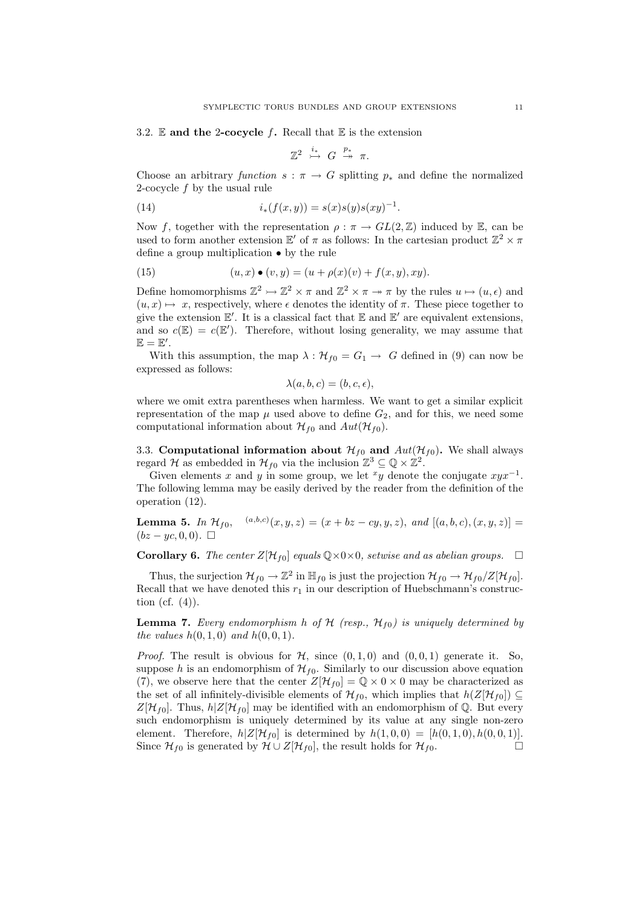### 3.2. $\mathbb{E}$ and the 2-cocycle $f$.

Recall that $\mathbb{E}$ is the extension

$$\mathbb{Z}^2 \overset{i_*}{\rightarrowtail} G \overset{p_*}{\twoheadrightarrow} \pi.$$

Choose an arbitrary *function* $s : \pi \to G$ splitting $p_*$ and define the normalized 2-cocycle $f$ by the usual rule

$$i_*(f(x,y)) = s(x)s(y)s(xy)^{-1}. \tag{14}$$

Now $f$, together with the representation $\rho : \pi \to GL(2,\mathbb{Z})$ induced by $\mathbb{E}$, can be used to form another extension $\mathbb{E}'$ of $\pi$ as follows: In the cartesian product $\mathbb{Z}^2 \times \pi$ define a group multiplication $\bullet$ by the rule

$$(u,x) \bullet (v,y) = (u + \rho(x)(v) + f(x,y), xy). \tag{15}$$

Define homomorphisms $\mathbb{Z}^2 \rightarrowtail \mathbb{Z}^2 \times \pi$ and $\mathbb{Z}^2 \times \pi \twoheadrightarrow \pi$ by the rules $u \mapsto (u, \epsilon)$ and $(u,x) \mapsto x$, respectively, where $\epsilon$ denotes the identity of $\pi$. These piece together to give the extension $\mathbb{E}'$. It is a classical fact that $\mathbb{E}$ and $\mathbb{E}'$ are equivalent extensions, and so $c(\mathbb{E}) = c(\mathbb{E}')$. Therefore, without losing generality, we may assume that $\mathbb{E} = \mathbb{E}'$.

With this assumption, the map $\lambda : \mathcal{H}_{f0} = G_1 \to G$ defined in (9) can now be expressed as follows:

$$\lambda(a,b,c) = (b,c,\epsilon),$$

where we omit extra parentheses when harmless. We want to get a similar explicit representation of the map $\mu$ used above to define $G_2$, and for this, we need some computational information about $\mathcal{H}_{f0}$ and $Aut(\mathcal{H}_{f0})$.

### 3.3. Computational information about $\mathcal{H}_{f0}$ and $Aut(\mathcal{H}_{f0})$.

We shall always regard $\mathcal{H}$ as embedded in $\mathcal{H}_{f0}$ via the inclusion $\mathbb{Z}^3 \subseteq \mathbb{Q} \times \mathbb{Z}^2$.

Given elements $x$ and $y$ in some group, we let ${}^{x}y$ denote the conjugate $xyx^{-1}$. The following lemma may be easily derived by the reader from the definition of the operation (12).

**Lemma 5.** *In $\mathcal{H}_{f0}$, ${}^{(a,b,c)}(x,y,z) = (x + bz - cy, y, z)$, and $[(a,b,c),(x,y,z)] = (bz - yc, 0, 0)$.* $\square$

**Corollary 6.** *The center $Z[\mathcal{H}_{f0}]$ equals $\mathbb{Q} \times 0 \times 0$, setwise and as abelian groups.* $\square$

Thus, the surjection $\mathcal{H}_{f0} \to \mathbb{Z}^2$ in $\mathbb{H}_{f0}$ is just the projection $\mathcal{H}_{f0} \to \mathcal{H}_{f0}/Z[\mathcal{H}_{f0}]$. Recall that we have denoted this $r_1$ in our description of Huebschmann's construction (cf. (4)).

**Lemma 7.** *Every endomorphism $h$ of $\mathcal{H}$ (resp., $\mathcal{H}_{f0}$) is uniquely determined by the values $h(0,1,0)$ and $h(0,0,1)$.*

*Proof.* The result is obvious for $\mathcal{H}$, since $(0,1,0)$ and $(0,0,1)$ generate it. So, suppose $h$ is an endomorphism of $\mathcal{H}_{f0}$. Similarly to our discussion above equation (7), we observe here that the center $Z[\mathcal{H}_{f0}] = \mathbb{Q} \times 0 \times 0$ may be characterized as the set of all infinitely-divisible elements of $\mathcal{H}_{f0}$, which implies that $h(Z[\mathcal{H}_{f0}]) \subseteq Z[\mathcal{H}_{f0}]$. Thus, $h|Z[\mathcal{H}_{f0}]$ may be identified with an endomorphism of $\mathbb{Q}$. But every such endomorphism is uniquely determined by its value at any single non-zero element. Therefore, $h|Z[\mathcal{H}_{f0}]$ is determined by $h(1,0,0) = [h(0,1,0), h(0,0,1)]$. Since $\mathcal{H}_{f0}$ is generated by $\mathcal{H} \cup Z[\mathcal{H}_{f0}]$, the result holds for $\mathcal{H}_{f0}$. $\square$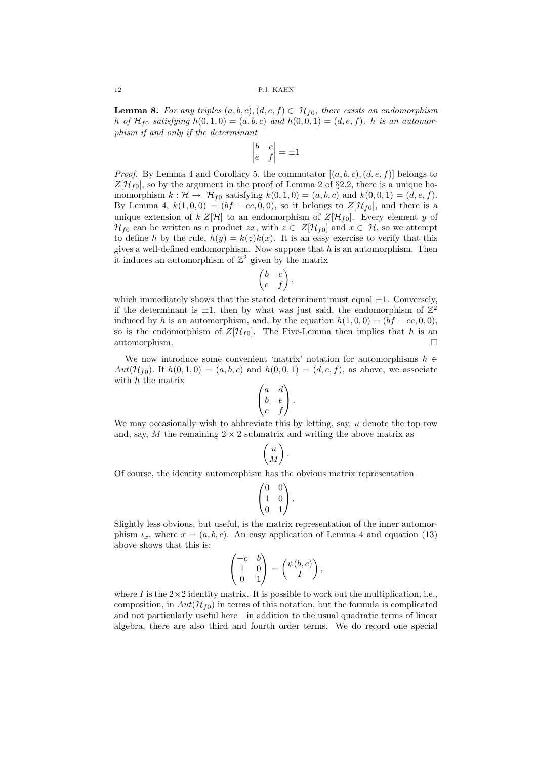**Lemma 8.** *For any triples $(a,b,c),(d,e,f) \in \mathcal{H}_{f0}$, there exists an endomorphism $h$ of $\mathcal{H}_{f0}$ satisfying $h(0,1,0) = (a,b,c)$ and $h(0,0,1) = (d,e,f)$. $h$ is an automorphism if and only if the determinant*

$$\begin{vmatrix} b & c \\ e & f \end{vmatrix} = \pm 1$$

*Proof.* By Lemma 4 and Corollary 5, the commutator $[(a,b,c),(d,e,f)]$ belongs to $Z[\mathcal{H}_{f0}]$, so by the argument in the proof of Lemma 2 of §2.2, there is a unique homomorphism $k : \mathcal{H} \to \mathcal{H}_{f0}$ satisfying $k(0,1,0) = (a,b,c)$ and $k(0,0,1) = (d,e,f)$. By Lemma 4, $k(1,0,0) = (bf - ec, 0, 0)$, so it belongs to $Z[\mathcal{H}_{f0}]$, and there is a unique extension of $k|Z[\mathcal{H}]$ to an endomorphism of $Z[\mathcal{H}_{f0}]$. Every element $y$ of $\mathcal{H}_{f0}$ can be written as a product $zx$, with $z \in Z[\mathcal{H}_{f0}]$ and $x \in \mathcal{H}$, so we attempt to define $h$ by the rule, $h(y) = k(z)k(x)$. It is an easy exercise to verify that this gives a well-defined endomorphism. Now suppose that $h$ is an automorphism. Then it induces an automorphism of $\mathbb{Z}^2$ given by the matrix

$$\begin{pmatrix} b & c \\ e & f \end{pmatrix},$$

which immediately shows that the stated determinant must equal $\pm 1$. Conversely, if the determinant is $\pm 1$, then by what was just said, the endomorphism of $\mathbb{Z}^2$ induced by $h$ is an automorphism, and, by the equation $h(1,0,0) = (bf - ec, 0, 0)$, so is the endomorphism of $Z[\mathcal{H}_{f0}]$. The Five-Lemma then implies that $h$ is an automorphism. $\square$

We now introduce some convenient 'matrix' notation for automorphisms $h \in Aut(\mathcal{H}_{f0})$. If $h(0,1,0) = (a,b,c)$ and $h(0,0,1) = (d,e,f)$, as above, we associate with $h$ the matrix

$$\begin{pmatrix} a & d \\ b & e \\ c & f \end{pmatrix}.$$

We may occasionally wish to abbreviate this by letting, say, $u$ denote the top row and, say, $M$ the remaining $2 \times 2$ submatrix and writing the above matrix as

$$\begin{pmatrix} u \\ M \end{pmatrix}.$$

Of course, the identity automorphism has the obvious matrix representation

$$\begin{pmatrix} 0 & 0 \\ 1 & 0 \\ 0 & 1 \end{pmatrix}.$$

Slightly less obvious, but useful, is the matrix representation of the inner automorphism $\iota_x$, where $x = (a,b,c)$. An easy application of Lemma 4 and equation (13) above shows that this is:

$$\begin{pmatrix} -c & b \\ 1 & 0 \\ 0 & 1 \end{pmatrix} = \begin{pmatrix} \psi(b,c) \\ I \end{pmatrix},$$

where $I$ is the $2 \times 2$ identity matrix. It is possible to work out the multiplication, i.e., composition, in $Aut(\mathcal{H}_{f0})$ in terms of this notation, but the formula is complicated and not particularly useful here—in addition to the usual quadratic terms of linear algebra, there are also third and fourth order terms. We do record one special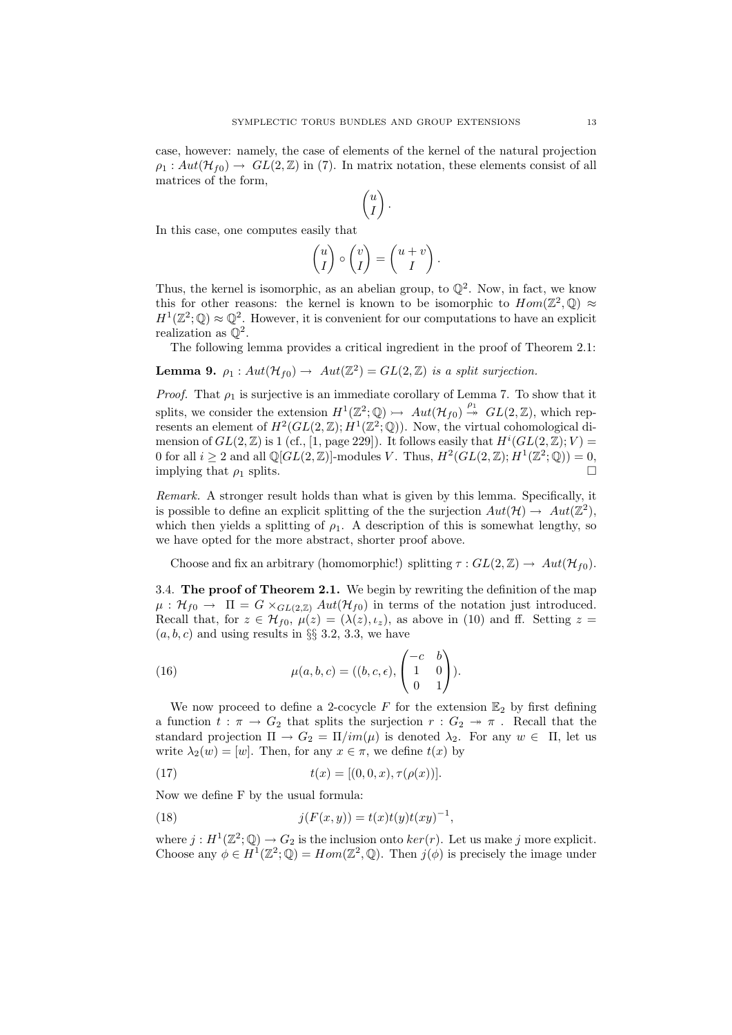case, however: namely, the case of elements of the kernel of the natural projection $\rho_1 : Aut(\mathcal{H}_{f0}) \to GL(2,\mathbb{Z})$ in (7). In matrix notation, these elements consist of all matrices of the form,

$$\begin{pmatrix} u \\ I \end{pmatrix}.$$

In this case, one computes easily that

$$\begin{pmatrix} u \\ I \end{pmatrix} \circ \begin{pmatrix} v \\ I \end{pmatrix} = \begin{pmatrix} u+v \\ I \end{pmatrix}.$$

Thus, the kernel is isomorphic, as an abelian group, to $\mathbb{Q}^2$. Now, in fact, we know this for other reasons: the kernel is known to be isomorphic to $Hom(\mathbb{Z}^2,\mathbb{Q}) \approx H^1(\mathbb{Z}^2;\mathbb{Q}) \approx \mathbb{Q}^2$. However, it is convenient for our computations to have an explicit realization as $\mathbb{Q}^2$.

The following lemma provides a critical ingredient in the proof of Theorem 2.1:

**Lemma 9.** *$\rho_1 : Aut(\mathcal{H}_{f0}) \to Aut(\mathbb{Z}^2) = GL(2,\mathbb{Z})$ is a split surjection.*

*Proof.* That $\rho_1$ is surjective is an immediate corollary of Lemma 7. To show that it splits, we consider the extension $H^1(\mathbb{Z}^2;\mathbb{Q}) \rightarrowtail Aut(\mathcal{H}_{f0}) \overset{\rho_1}{\twoheadrightarrow} GL(2,\mathbb{Z})$, which represents an element of $H^2(GL(2,\mathbb{Z}); H^1(\mathbb{Z}^2;\mathbb{Q}))$. Now, the virtual cohomological dimension of $GL(2,\mathbb{Z})$ is 1 (cf., [1, page 229]). It follows easily that $H^i(GL(2,\mathbb{Z}); V) = 0$ for all $i \geq 2$ and all $\mathbb{Q}[GL(2,\mathbb{Z})]$-modules $V$. Thus, $H^2(GL(2,\mathbb{Z}); H^1(\mathbb{Z}^2;\mathbb{Q})) = 0$, implying that $\rho_1$ splits. $\square$

*Remark.* A stronger result holds than what is given by this lemma. Specifically, it is possible to define an explicit splitting of the the surjection $Aut(\mathcal{H}) \to Aut(\mathbb{Z}^2)$, which then yields a splitting of $\rho_1$. A description of this is somewhat lengthy, so we have opted for the more abstract, shorter proof above.

Choose and fix an arbitrary (homomorphic!) splitting $\tau : GL(2,\mathbb{Z}) \to Aut(\mathcal{H}_{f0})$.

3.4. **The proof of Theorem 2.1.** We begin by rewriting the definition of the map $\mu : \mathcal{H}_{f0} \to \Pi = G \times_{GL(2,\mathbb{Z})} Aut(\mathcal{H}_{f0})$ in terms of the notation just introduced. Recall that, for $z \in \mathcal{H}_{f0}$, $\mu(z) = (\lambda(z), \iota_z)$, as above in (10) and ff. Setting $z = (a,b,c)$ and using results in §§ 3.2, 3.3, we have

$$\mu(a,b,c) = ((b,c,\epsilon), \begin{pmatrix} -c & b \\ 1 & 0 \\ 0 & 1 \end{pmatrix}). \tag{16}$$

We now proceed to define a 2-cocycle $F$ for the extension $\mathbb{E}_2$ by first defining a function $t : \pi \to G_2$ that splits the surjection $r : G_2 \twoheadrightarrow \pi$ . Recall that the standard projection $\Pi \to G_2 = \Pi/im(\mu)$ is denoted $\lambda_2$. For any $w \in \Pi$, let us write $\lambda_2(w) = [w]$. Then, for any $x \in \pi$, we define $t(x)$ by

$$t(x) = [(0,0,x), \tau(\rho(x))]. \tag{17}$$

Now we define F by the usual formula:

$$j(F(x,y)) = t(x)t(y)t(xy)^{-1}, \tag{18}$$

where $j : H^1(\mathbb{Z}^2;\mathbb{Q}) \to G_2$ is the inclusion onto $ker(r)$. Let us make $j$ more explicit. Choose any $\phi \in H^1(\mathbb{Z}^2;\mathbb{Q}) = Hom(\mathbb{Z}^2,\mathbb{Q})$. Then $j(\phi)$ is precisely the image under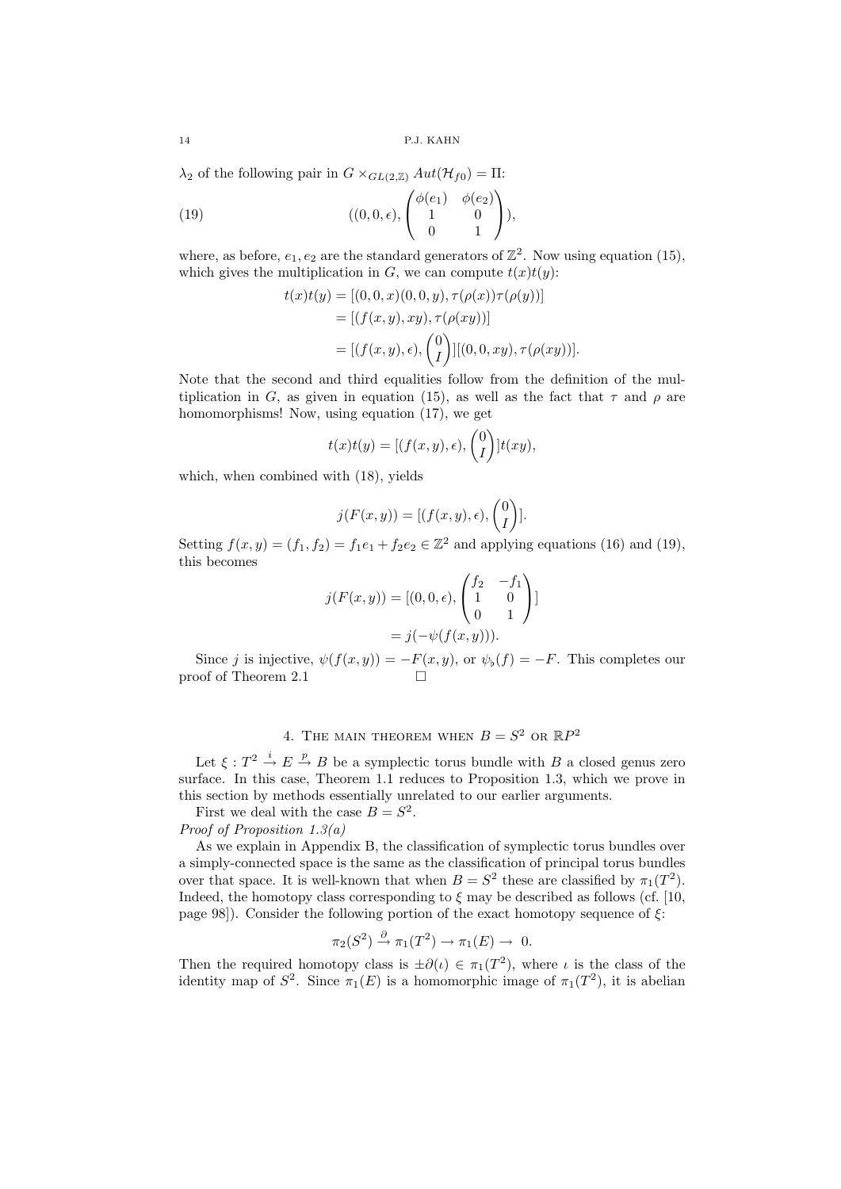$\lambda_2$ of the following pair in $G \times_{GL(2,\mathbb{Z})} Aut(\mathcal{H}_{f0}) = \Pi$:

$$((0,0,\epsilon), \begin{pmatrix} \phi(e_1) & \phi(e_2) \\ 1 & 0 \\ 0 & 1 \end{pmatrix}), \tag{19}$$

where, as before, $e_1, e_2$ are the standard generators of $\mathbb{Z}^2$. Now using equation (15), which gives the multiplication in $G$, we can compute $t(x)t(y)$:

$$\begin{aligned} t(x)t(y) &= [(0,0,x)(0,0,y), \tau(\rho(x))\tau(\rho(y))] \\ &= [(f(x,y), xy), \tau(\rho(xy))] \\ &= [(f(x,y),\epsilon), \begin{pmatrix} 0 \\ I \end{pmatrix}][(0,0,xy), \tau(\rho(xy))]. \end{aligned}$$

Note that the second and third equalities follow from the definition of the multiplication in $G$, as given in equation (15), as well as the fact that $\tau$ and $\rho$ are homomorphisms! Now, using equation (17), we get

$$t(x)t(y) = [(f(x,y),\epsilon), \begin{pmatrix} 0 \\ I \end{pmatrix}]t(xy),$$

which, when combined with (18), yields

$$j(F(x,y)) = [(f(x,y),\epsilon), \begin{pmatrix} 0 \\ I \end{pmatrix}].$$

Setting $f(x,y) = (f_1, f_2) = f_1 e_1 + f_2 e_2 \in \mathbb{Z}^2$ and applying equations (16) and (19), this becomes

$$\begin{aligned} j(F(x,y)) &= [(0,0,\epsilon), \begin{pmatrix} f_2 & -f_1 \\ 1 & 0 \\ 0 & 1 \end{pmatrix}] \\ &= j(-\psi(f(x,y))). \end{aligned}$$

Since $j$ is injective, $\psi(f(x,y)) = -F(x,y)$, or $\psi_\flat(f) = -F$. This completes our proof of Theorem 2.1 $\square$

## 4. The main theorem when $B = S^2$ or $\mathbb{R}P^2$

Let $\xi : T^2 \xrightarrow{i} E \xrightarrow{p} B$ be a symplectic torus bundle with $B$ a closed genus zero surface. In this case, Theorem 1.1 reduces to Proposition 1.3, which we prove in this section by methods essentially unrelated to our earlier arguments.

First we deal with the case $B = S^2$.

*Proof of Proposition 1.3(a)*

As we explain in Appendix B, the classification of symplectic torus bundles over a simply-connected space is the same as the classification of principal torus bundles over that space. It is well-known that when $B = S^2$ these are classified by $\pi_1(T^2)$. Indeed, the homotopy class corresponding to $\xi$ may be described as follows (cf. [10, page 98]). Consider the following portion of the exact homotopy sequence of $\xi$:

$$\pi_2(S^2) \xrightarrow{\partial} \pi_1(T^2) \to \pi_1(E) \to 0.$$

Then the required homotopy class is $\pm\partial(\iota) \in \pi_1(T^2)$, where $\iota$ is the class of the identity map of $S^2$. Since $\pi_1(E)$ is a homomorphic image of $\pi_1(T^2)$, it is abelian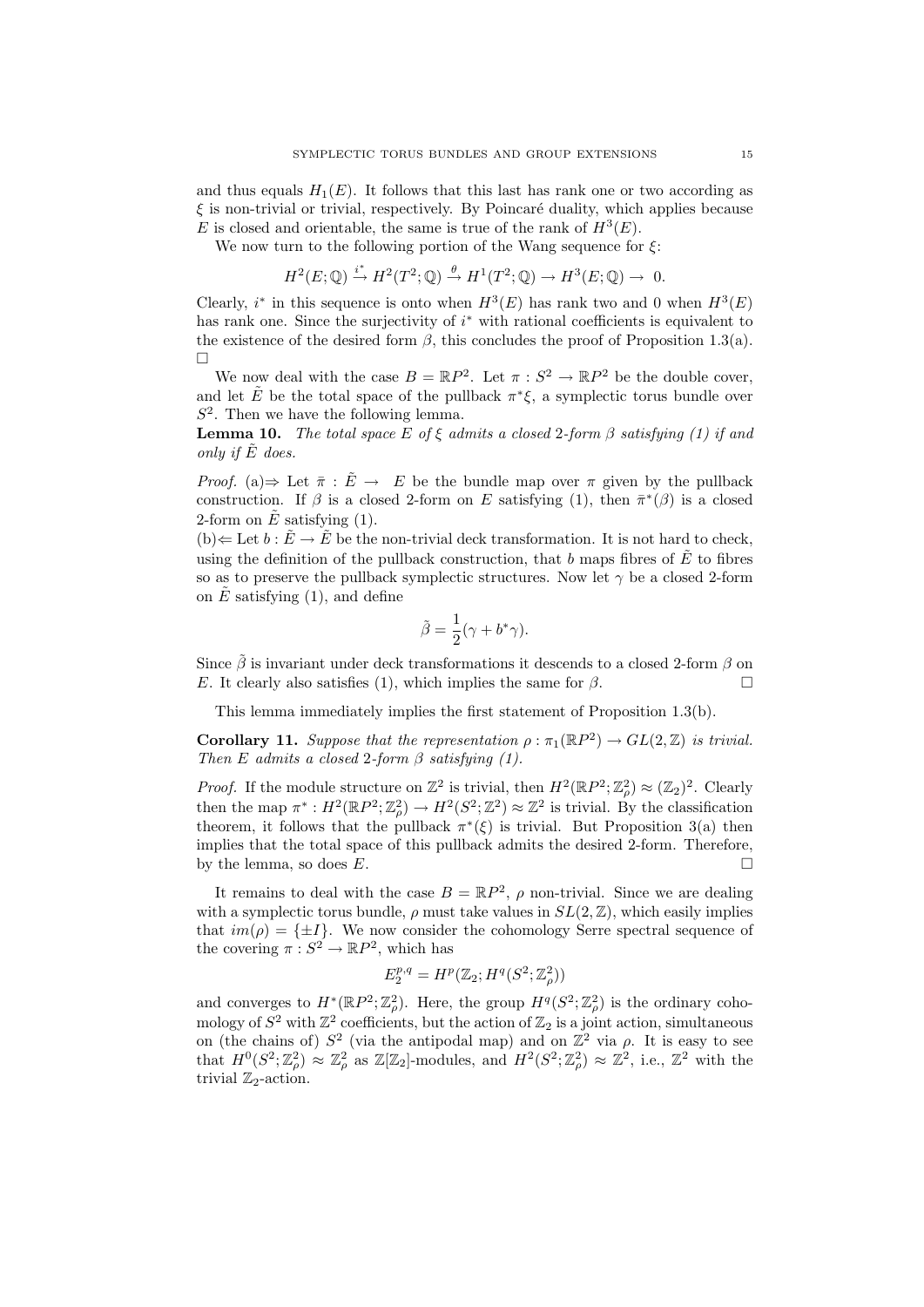and thus equals $H_1(E)$. It follows that this last has rank one or two according as $\xi$ is non-trivial or trivial, respectively. By Poincaré duality, which applies because $E$ is closed and orientable, the same is true of the rank of $H^3(E)$.

We now turn to the following portion of the Wang sequence for $\xi$:

$$H^2(E;\mathbb{Q}) \xrightarrow{i^*} H^2(T^2;\mathbb{Q}) \xrightarrow{\theta} H^1(T^2;\mathbb{Q}) \to H^3(E;\mathbb{Q}) \to\ 0.$$

Clearly, $i^*$ in this sequence is onto when $H^3(E)$ has rank two and 0 when $H^3(E)$ has rank one. Since the surjectivity of $i^*$ with rational coefficients is equivalent to the existence of the desired form $\beta$, this concludes the proof of Proposition 1.3(a). □

We now deal with the case $B = \mathbb{R}P^2$. Let $\pi : S^2 \to \mathbb{R}P^2$ be the double cover, and let $\tilde{E}$ be the total space of the pullback $\pi^*\xi$, a symplectic torus bundle over $S^2$. Then we have the following lemma.

**Lemma 10.** *The total space $E$ of $\xi$ admits a closed 2-form $\beta$ satisfying (1) if and only if $\tilde{E}$ does.*

*Proof.* (a)⇒ Let $\bar{\pi} : \tilde{E} \to\ E$ be the bundle map over $\pi$ given by the pullback construction. If $\beta$ is a closed 2-form on $E$ satisfying (1), then $\bar{\pi}^*(\beta)$ is a closed 2-form on $\tilde{E}$ satisfying (1).

(b)⇐ Let $b : \tilde{E} \to \tilde{E}$ be the non-trivial deck transformation. It is not hard to check, using the definition of the pullback construction, that $b$ maps fibres of $\tilde{E}$ to fibres so as to preserve the pullback symplectic structures. Now let $\gamma$ be a closed 2-form on $\tilde{E}$ satisfying (1), and define

$$\tilde{\beta} = \frac{1}{2}(\gamma + b^*\gamma).$$

Since $\tilde{\beta}$ is invariant under deck transformations it descends to a closed 2-form $\beta$ on $E$. It clearly also satisfies (1), which implies the same for $\beta$. □

This lemma immediately implies the first statement of Proposition 1.3(b).

**Corollary 11.** *Suppose that the representation $\rho : \pi_1(\mathbb{R}P^2) \to GL(2,\mathbb{Z})$ is trivial. Then $E$ admits a closed 2-form $\beta$ satisfying (1).*

*Proof.* If the module structure on $\mathbb{Z}^2$ is trivial, then $H^2(\mathbb{R}P^2;\mathbb{Z}^2_\rho) \approx (\mathbb{Z}_2)^2$. Clearly then the map $\pi^* : H^2(\mathbb{R}P^2;\mathbb{Z}^2_\rho) \to H^2(S^2;\mathbb{Z}^2) \approx \mathbb{Z}^2$ is trivial. By the classification theorem, it follows that the pullback $\pi^*(\xi)$ is trivial. But Proposition 3(a) then implies that the total space of this pullback admits the desired 2-form. Therefore, by the lemma, so does $E$. □

It remains to deal with the case $B = \mathbb{R}P^2$, $\rho$ non-trivial. Since we are dealing with a symplectic torus bundle, $\rho$ must take values in $SL(2,\mathbb{Z})$, which easily implies that $im(\rho) = \{\pm I\}$. We now consider the cohomology Serre spectral sequence of the covering $\pi : S^2 \to \mathbb{R}P^2$, which has

$$E_2^{p,q} = H^p(\mathbb{Z}_2; H^q(S^2;\mathbb{Z}^2_\rho))$$

and converges to $H^*(\mathbb{R}P^2;\mathbb{Z}^2_\rho)$. Here, the group $H^q(S^2;\mathbb{Z}^2_\rho)$ is the ordinary cohomology of $S^2$ with $\mathbb{Z}^2$ coefficients, but the action of $\mathbb{Z}_2$ is a joint action, simultaneous on (the chains of) $S^2$ (via the antipodal map) and on $\mathbb{Z}^2$ via $\rho$. It is easy to see that $H^0(S^2;\mathbb{Z}^2_\rho) \approx \mathbb{Z}^2_\rho$ as $\mathbb{Z}[\mathbb{Z}_2]$-modules, and $H^2(S^2;\mathbb{Z}^2_\rho) \approx \mathbb{Z}^2$, i.e., $\mathbb{Z}^2$ with the trivial $\mathbb{Z}_2$-action.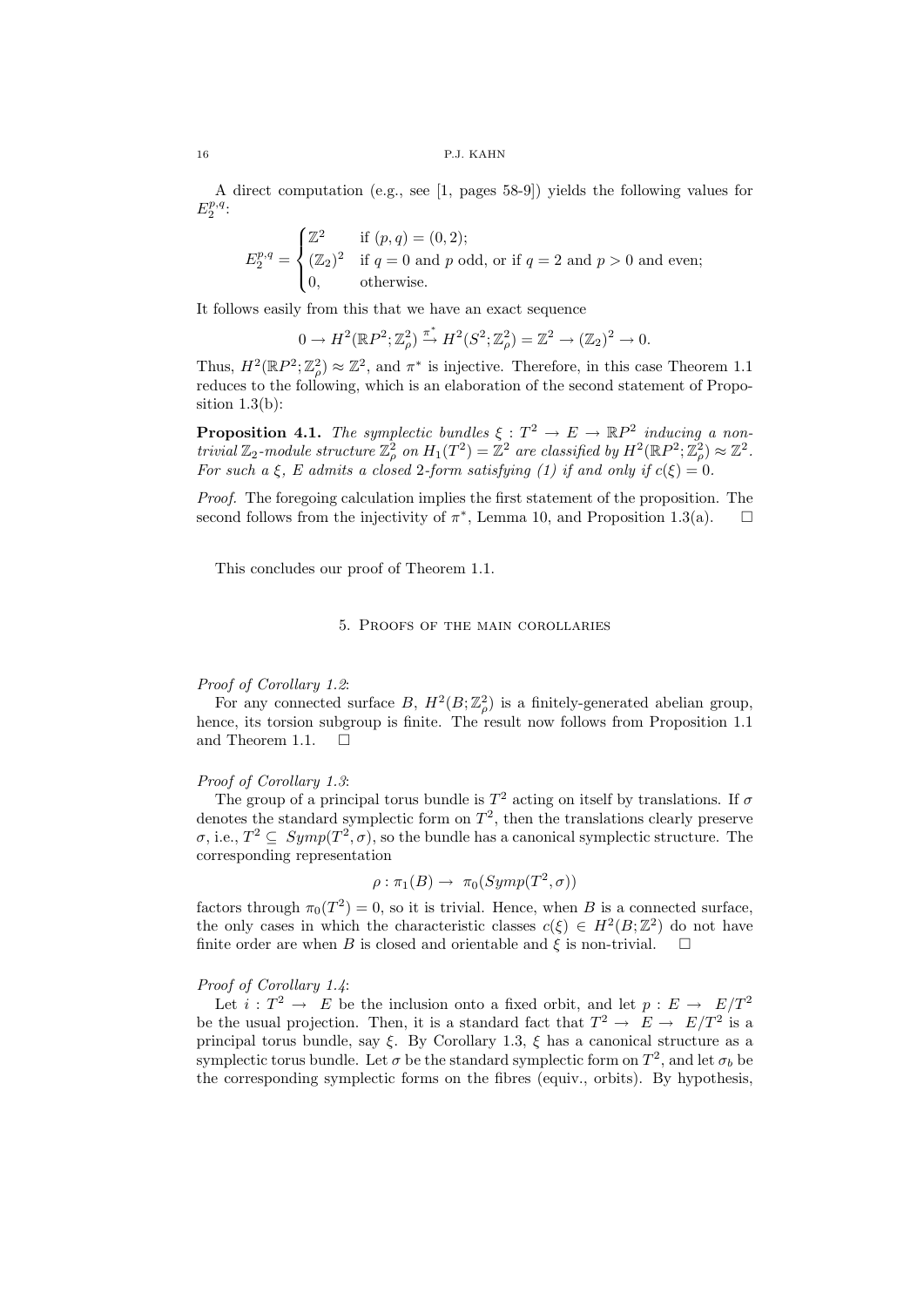A direct computation (e.g., see [1, pages 58-9]) yields the following values for $E_2^{p,q}$:

$$E_2^{p,q} = \begin{cases} \mathbb{Z}^2 & \text{if } (p,q) = (0,2); \\ (\mathbb{Z}_2)^2 & \text{if } q = 0 \text{ and } p \text{ odd, or if } q = 2 \text{ and } p > 0 \text{ and even;} \\ 0, & \text{otherwise.} \end{cases}$$

It follows easily from this that we have an exact sequence

$$0 \to H^2(\mathbb{R}P^2; \mathbb{Z}^2_\rho) \xrightarrow{\pi^*} H^2(S^2; \mathbb{Z}^2_\rho) = \mathbb{Z}^2 \to (\mathbb{Z}_2)^2 \to 0.$$

Thus, $H^2(\mathbb{R}P^2; \mathbb{Z}^2_\rho) \approx \mathbb{Z}^2$, and $\pi^*$ is injective. Therefore, in this case Theorem 1.1 reduces to the following, which is an elaboration of the second statement of Proposition 1.3(b):

**Proposition 4.1.** *The symplectic bundles $\xi : T^2 \to E \to \mathbb{R}P^2$ inducing a nontrivial $\mathbb{Z}_2$-module structure $\mathbb{Z}^2_\rho$ on $H_1(T^2) = \mathbb{Z}^2$ are classified by $H^2(\mathbb{R}P^2; \mathbb{Z}^2_\rho) \approx \mathbb{Z}^2$. For such a $\xi$, $E$ admits a closed 2-form satisfying (1) if and only if $c(\xi) = 0$.*

*Proof.* The foregoing calculation implies the first statement of the proposition. The second follows from the injectivity of $\pi^*$, Lemma 10, and Proposition 1.3(a). $\square$

This concludes our proof of Theorem 1.1.

## 5. Proofs of the main corollaries

*Proof of Corollary 1.2*:

For any connected surface $B$, $H^2(B; \mathbb{Z}^2_\rho)$ is a finitely-generated abelian group, hence, its torsion subgroup is finite. The result now follows from Proposition 1.1 and Theorem 1.1. $\square$

*Proof of Corollary 1.3*:

The group of a principal torus bundle is $T^2$ acting on itself by translations. If $\sigma$ denotes the standard symplectic form on $T^2$, then the translations clearly preserve $\sigma$, i.e., $T^2 \subseteq Symp(T^2, \sigma)$, so the bundle has a canonical symplectic structure. The corresponding representation

$$\rho : \pi_1(B) \to \pi_0(Symp(T^2, \sigma))$$

factors through $\pi_0(T^2) = 0$, so it is trivial. Hence, when $B$ is a connected surface, the only cases in which the characteristic classes $c(\xi) \in H^2(B; \mathbb{Z}^2)$ do not have finite order are when $B$ is closed and orientable and $\xi$ is non-trivial. $\square$

*Proof of Corollary 1.4*:

Let $i : T^2 \to E$ be the inclusion onto a fixed orbit, and let $p : E \to E/T^2$ be the usual projection. Then, it is a standard fact that $T^2 \to E \to E/T^2$ is a principal torus bundle, say $\xi$. By Corollary 1.3, $\xi$ has a canonical structure as a symplectic torus bundle. Let $\sigma$ be the standard symplectic form on $T^2$, and let $\sigma_b$ be the corresponding symplectic forms on the fibres (equiv., orbits). By hypothesis,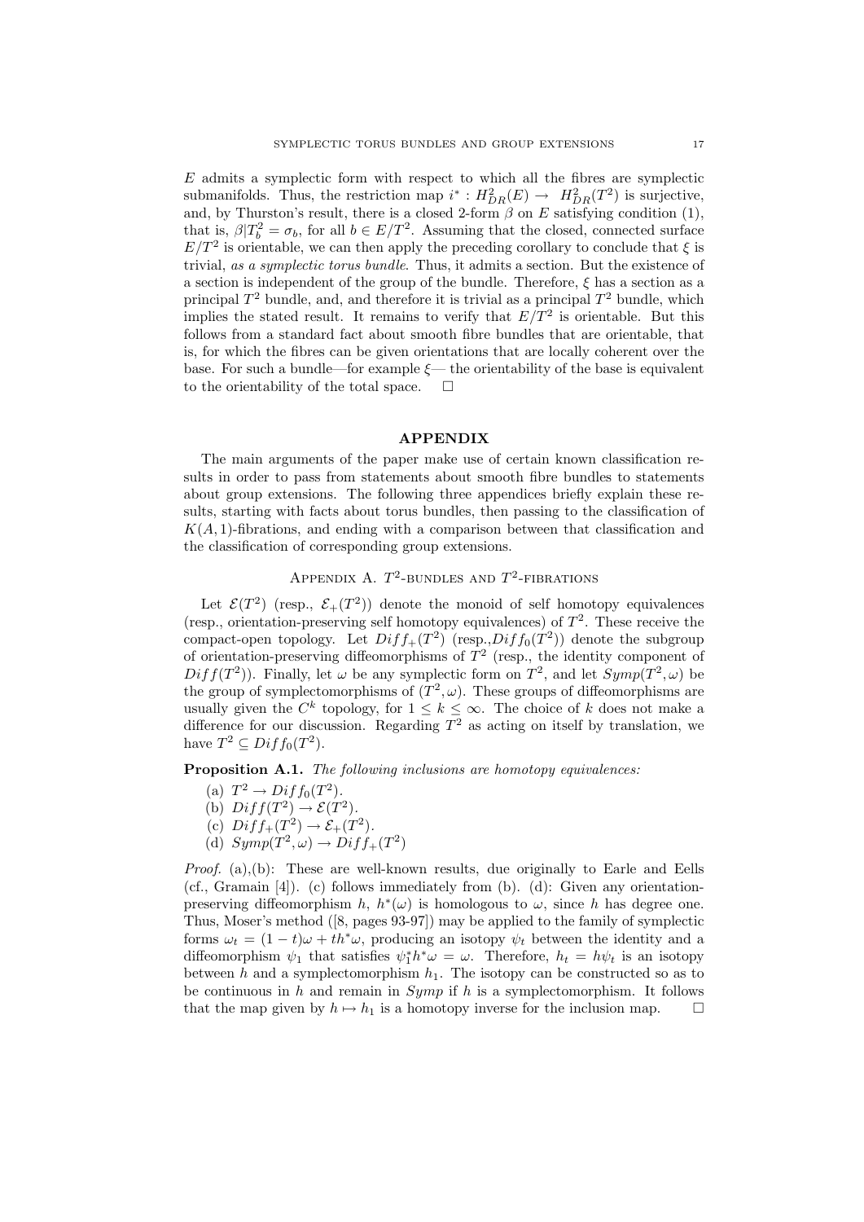$E$ admits a symplectic form with respect to which all the fibres are symplectic submanifolds. Thus, the restriction map $i^* : H^2_{DR}(E) \to H^2_{DR}(T^2)$ is surjective, and, by Thurston's result, there is a closed 2-form $\beta$ on $E$ satisfying condition (1), that is, $\beta|T^2_b = \sigma_b$, for all $b \in E/T^2$. Assuming that the closed, connected surface $E/T^2$ is orientable, we can then apply the preceding corollary to conclude that $\xi$ is trivial, *as a symplectic torus bundle*. Thus, it admits a section. But the existence of a section is independent of the group of the bundle. Therefore, $\xi$ has a section as a principal $T^2$ bundle, and, and therefore it is trivial as a principal $T^2$ bundle, which implies the stated result. It remains to verify that $E/T^2$ is orientable. But this follows from a standard fact about smooth fibre bundles that are orientable, that is, for which the fibres can be given orientations that are locally coherent over the base. For such a bundle—for example $\xi$— the orientability of the base is equivalent to the orientability of the total space. $\square$

## APPENDIX

The main arguments of the paper make use of certain known classification results in order to pass from statements about smooth fibre bundles to statements about group extensions. The following three appendices briefly explain these results, starting with facts about torus bundles, then passing to the classification of $K(A, 1)$-fibrations, and ending with a comparison between that classification and the classification of corresponding group extensions.

### Appendix A. $T^2$-bundles and $T^2$-fibrations

Let $\mathcal{E}(T^2)$ (resp., $\mathcal{E}_+(T^2)$) denote the monoid of self homotopy equivalences (resp., orientation-preserving self homotopy equivalences) of $T^2$. These receive the compact-open topology. Let $Diff_+(T^2)$ (resp.,$Diff_0(T^2)$) denote the subgroup of orientation-preserving diffeomorphisms of $T^2$ (resp., the identity component of $Diff(T^2)$). Finally, let $\omega$ be any symplectic form on $T^2$, and let $Symp(T^2, \omega)$ be the group of symplectomorphisms of $(T^2, \omega)$. These groups of diffeomorphisms are usually given the $C^k$ topology, for $1 \le k \le \infty$. The choice of $k$ does not make a difference for our discussion. Regarding $T^2$ as acting on itself by translation, we have $T^2 \subseteq Diff_0(T^2)$.

**Proposition A.1.** *The following inclusions are homotopy equivalences:*

(a) $T^2 \to Diff_0(T^2)$.
(b) $Diff(T^2) \to \mathcal{E}(T^2)$.
(c) $Diff_+(T^2) \to \mathcal{E}_+(T^2)$.
(d) $Symp(T^2, \omega) \to Diff_+(T^2)$

*Proof.* (a),(b): These are well-known results, due originally to Earle and Eells (cf., Gramain [4]). (c) follows immediately from (b). (d): Given any orientation-preserving diffeomorphism $h$, $h^*(\omega)$ is homologous to $\omega$, since $h$ has degree one. Thus, Moser's method ([8, pages 93-97]) may be applied to the family of symplectic forms $\omega_t = (1-t)\omega + th^*\omega$, producing an isotopy $\psi_t$ between the identity and a diffeomorphism $\psi_1$ that satisfies $\psi_1^* h^* \omega = \omega$. Therefore, $h_t = h\psi_t$ is an isotopy between $h$ and a symplectomorphism $h_1$. The isotopy can be constructed so as to be continuous in $h$ and remain in $Symp$ if $h$ is a symplectomorphism. It follows that the map given by $h \mapsto h_1$ is a homotopy inverse for the inclusion map. $\square$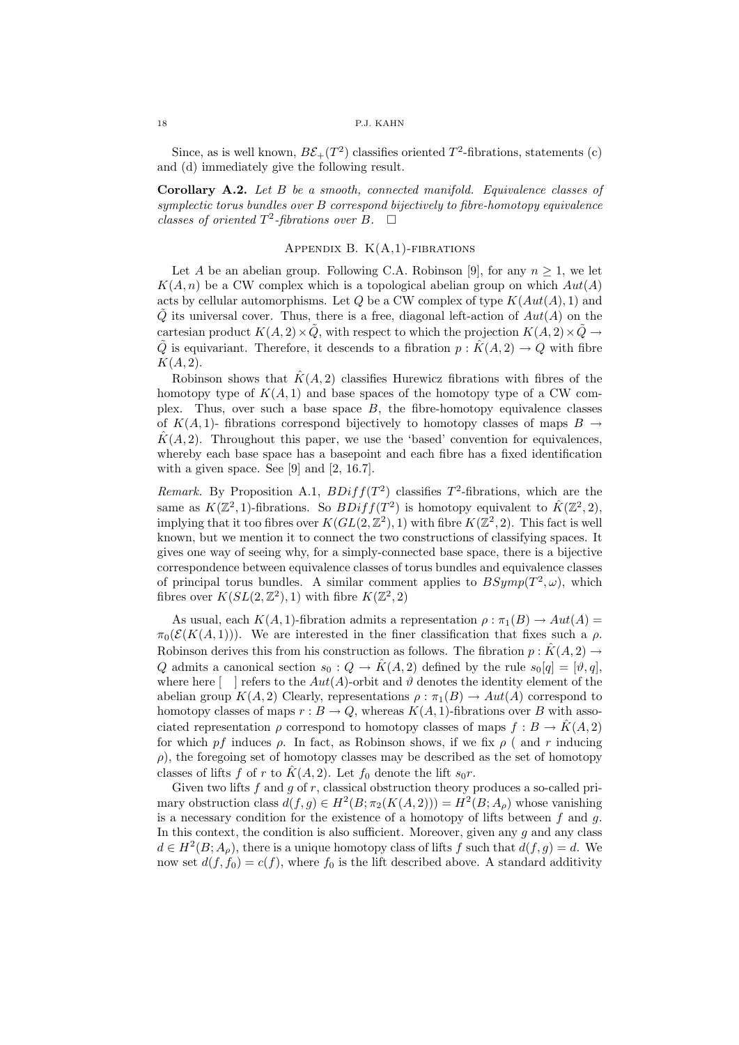Since, as is well known, $B\mathcal{E}_+(T^2)$ classifies oriented $T^2$-fibrations, statements (c) and (d) immediately give the following result.

**Corollary A.2.** *Let $B$ be a smooth, connected manifold. Equivalence classes of symplectic torus bundles over $B$ correspond bijectively to fibre-homotopy equivalence classes of oriented $T^2$-fibrations over $B$.* $\square$

## Appendix B. K(A,1)-fibrations

Let $A$ be an abelian group. Following C.A. Robinson [9], for any $n \geq 1$, we let $K(A, n)$ be a CW complex which is a topological abelian group on which $Aut(A)$ acts by cellular automorphisms. Let $Q$ be a CW complex of type $K(Aut(A), 1)$ and $\tilde{Q}$ its universal cover. Thus, there is a free, diagonal left-action of $Aut(A)$ on the cartesian product $K(A, 2) \times \tilde{Q}$, with respect to which the projection $K(A, 2) \times \tilde{Q} \rightarrow \tilde{Q}$ is equivariant. Therefore, it descends to a fibration $p : \hat{K}(A, 2) \rightarrow Q$ with fibre $K(A, 2)$.

Robinson shows that $\hat{K}(A, 2)$ classifies Hurewicz fibrations with fibres of the homotopy type of $K(A, 1)$ and base spaces of the homotopy type of a CW complex. Thus, over such a base space $B$, the fibre-homotopy equivalence classes of $K(A, 1)$- fibrations correspond bijectively to homotopy classes of maps $B \rightarrow \hat{K}(A, 2)$. Throughout this paper, we use the 'based' convention for equivalences, whereby each base space has a basepoint and each fibre has a fixed identification with a given space. See [9] and [2, 16.7].

*Remark.* By Proposition A.1, $BDiff(T^2)$ classifies $T^2$-fibrations, which are the same as $K(\mathbb{Z}^2, 1)$-fibrations. So $BDiff(T^2)$ is homotopy equivalent to $\hat{K}(\mathbb{Z}^2, 2)$, implying that it too fibres over $K(GL(2, \mathbb{Z}^2), 1)$ with fibre $K(\mathbb{Z}^2, 2)$. This fact is well known, but we mention it to connect the two constructions of classifying spaces. It gives one way of seeing why, for a simply-connected base space, there is a bijective correspondence between equivalence classes of torus bundles and equivalence classes of principal torus bundles. A similar comment applies to $BSymp(T^2, \omega)$, which fibres over $K(SL(2, \mathbb{Z}^2), 1)$ with fibre $K(\mathbb{Z}^2, 2)$

As usual, each $K(A, 1)$-fibration admits a representation $\rho : \pi_1(B) \rightarrow Aut(A) = \pi_0(\mathcal{E}(K(A, 1)))$. We are interested in the finer classification that fixes such a $\rho$. Robinson derives this from his construction as follows. The fibration $p : \hat{K}(A, 2) \rightarrow Q$ admits a canonical section $s_0 : Q \rightarrow \hat{K}(A, 2)$ defined by the rule $s_0[q] = [\vartheta, q]$, where here $[\quad]$ refers to the $Aut(A)$-orbit and $\vartheta$ denotes the identity element of the abelian group $K(A, 2)$ Clearly, representations $\rho : \pi_1(B) \rightarrow Aut(A)$ correspond to homotopy classes of maps $r : B \rightarrow Q$, whereas $K(A, 1)$-fibrations over $B$ with associated representation $\rho$ correspond to homotopy classes of maps $f : B \rightarrow \hat{K}(A, 2)$ for which $pf$ induces $\rho$. In fact, as Robinson shows, if we fix $\rho$ ( and $r$ inducing $\rho$), the foregoing set of homotopy classes may be described as the set of homotopy classes of lifts $f$ of $r$ to $\hat{K}(A, 2)$. Let $f_0$ denote the lift $s_0 r$.

Given two lifts $f$ and $g$ of $r$, classical obstruction theory produces a so-called primary obstruction class $d(f, g) \in H^2(B; \pi_2(K(A, 2))) = H^2(B; A_\rho)$ whose vanishing is a necessary condition for the existence of a homotopy of lifts between $f$ and $g$. In this context, the condition is also sufficient. Moreover, given any $g$ and any class $d \in H^2(B; A_\rho)$, there is a unique homotopy class of lifts $f$ such that $d(f, g) = d$. We now set $d(f, f_0) = c(f)$, where $f_0$ is the lift described above. A standard additivity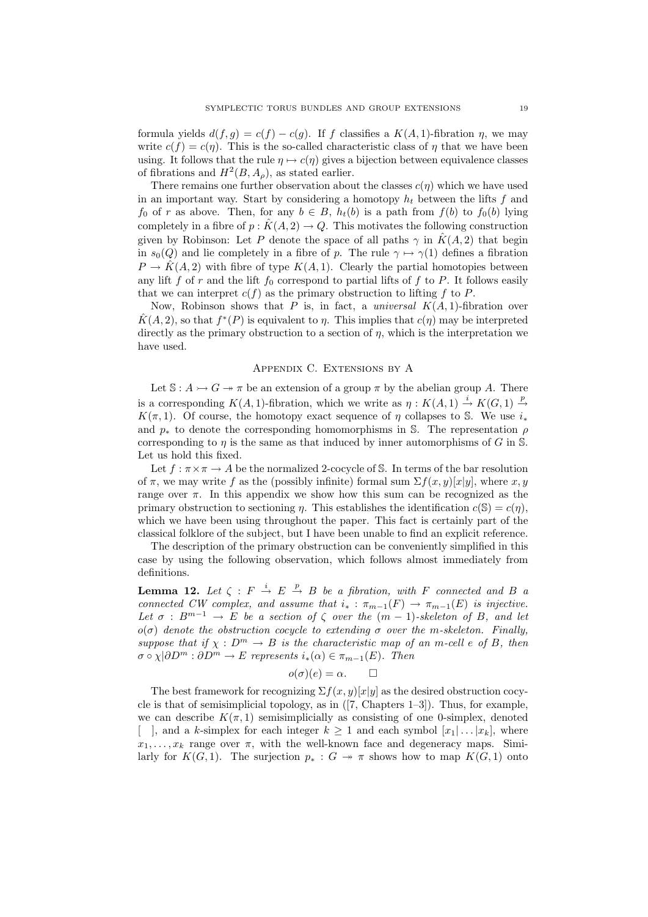formula yields $d(f,g) = c(f) - c(g)$. If $f$ classifies a $K(A,1)$-fibration $\eta$, we may write $c(f) = c(\eta)$. This is the so-called characteristic class of $\eta$ that we have been using. It follows that the rule $\eta \mapsto c(\eta)$ gives a bijection between equivalence classes of fibrations and $H^2(B, A_\rho)$, as stated earlier.

There remains one further observation about the classes $c(\eta)$ which we have used in an important way. Start by considering a homotopy $h_t$ between the lifts $f$ and $f_0$ of $r$ as above. Then, for any $b \in B$, $h_t(b)$ is a path from $f(b)$ to $f_0(b)$ lying completely in a fibre of $p : \hat{K}(A,2) \to Q$. This motivates the following construction given by Robinson: Let $P$ denote the space of all paths $\gamma$ in $\hat{K}(A,2)$ that begin in $s_0(Q)$ and lie completely in a fibre of $p$. The rule $\gamma \mapsto \gamma(1)$ defines a fibration $P \to \hat{K}(A,2)$ with fibre of type $K(A,1)$. Clearly the partial homotopies between any lift $f$ of $r$ and the lift $f_0$ correspond to partial lifts of $f$ to $P$. It follows easily that we can interpret $c(f)$ as the primary obstruction to lifting $f$ to $P$.

Now, Robinson shows that $P$ is, in fact, a *universal* $K(A,1)$-fibration over $\hat{K}(A,2)$, so that $f^*(P)$ is equivalent to $\eta$. This implies that $c(\eta)$ may be interpreted directly as the primary obstruction to a section of $\eta$, which is the interpretation we have used.

## Appendix C. Extensions by A

Let $\mathbb{S} : A \rightarrowtail G \twoheadrightarrow \pi$ be an extension of a group $\pi$ by the abelian group $A$. There is a corresponding $K(A,1)$-fibration, which we write as $\eta : K(A,1) \xrightarrow{i} K(G,1) \xrightarrow{p} K(\pi,1)$. Of course, the homotopy exact sequence of $\eta$ collapses to $\mathbb{S}$. We use $i_*$ and $p_*$ to denote the corresponding homomorphisms in $\mathbb{S}$. The representation $\rho$ corresponding to $\eta$ is the same as that induced by inner automorphisms of $G$ in $\mathbb{S}$. Let us hold this fixed.

Let $f : \pi \times \pi \to A$ be the normalized 2-cocycle of $\mathbb{S}$. In terms of the bar resolution of $\pi$, we may write $f$ as the (possibly infinite) formal sum $\Sigma f(x,y)[x|y]$, where $x, y$ range over $\pi$. In this appendix we show how this sum can be recognized as the primary obstruction to sectioning $\eta$. This establishes the identification $c(\mathbb{S}) = c(\eta)$, which we have been using throughout the paper. This fact is certainly part of the classical folklore of the subject, but I have been unable to find an explicit reference.

The description of the primary obstruction can be conveniently simplified in this case by using the following observation, which follows almost immediately from definitions.

**Lemma 12.** *Let $\zeta : F \xrightarrow{i} E \xrightarrow{p} B$ be a fibration, with $F$ connected and $B$ a connected CW complex, and assume that $i_* : \pi_{m-1}(F) \to \pi_{m-1}(E)$ is injective. Let $\sigma : B^{m-1} \to E$ be a section of $\zeta$ over the $(m-1)$-skeleton of $B$, and let $o(\sigma)$ denote the obstruction cocycle to extending $\sigma$ over the $m$-skeleton. Finally, suppose that if $\chi : D^m \to B$ is the characteristic map of an $m$-cell $e$ of $B$, then $\sigma \circ \chi|\partial D^m : \partial D^m \to E$ represents $i_*(\alpha) \in \pi_{m-1}(E)$. Then*

$$o(\sigma)(e) = \alpha. \qquad \square$$

The best framework for recognizing $\Sigma f(x,y)[x|y]$ as the desired obstruction cocycle is that of semisimplicial topology, as in ([7, Chapters 1–3]). Thus, for example, we can describe $K(\pi,1)$ semisimplicially as consisting of one 0-simplex, denoted $[\ \ ]$, and a $k$-simplex for each integer $k \geq 1$ and each symbol $[x_1|\dots|x_k]$, where $x_1, \dots, x_k$ range over $\pi$, with the well-known face and degeneracy maps. Similarly for $K(G,1)$. The surjection $p_* : G \twoheadrightarrow \pi$ shows how to map $K(G,1)$ onto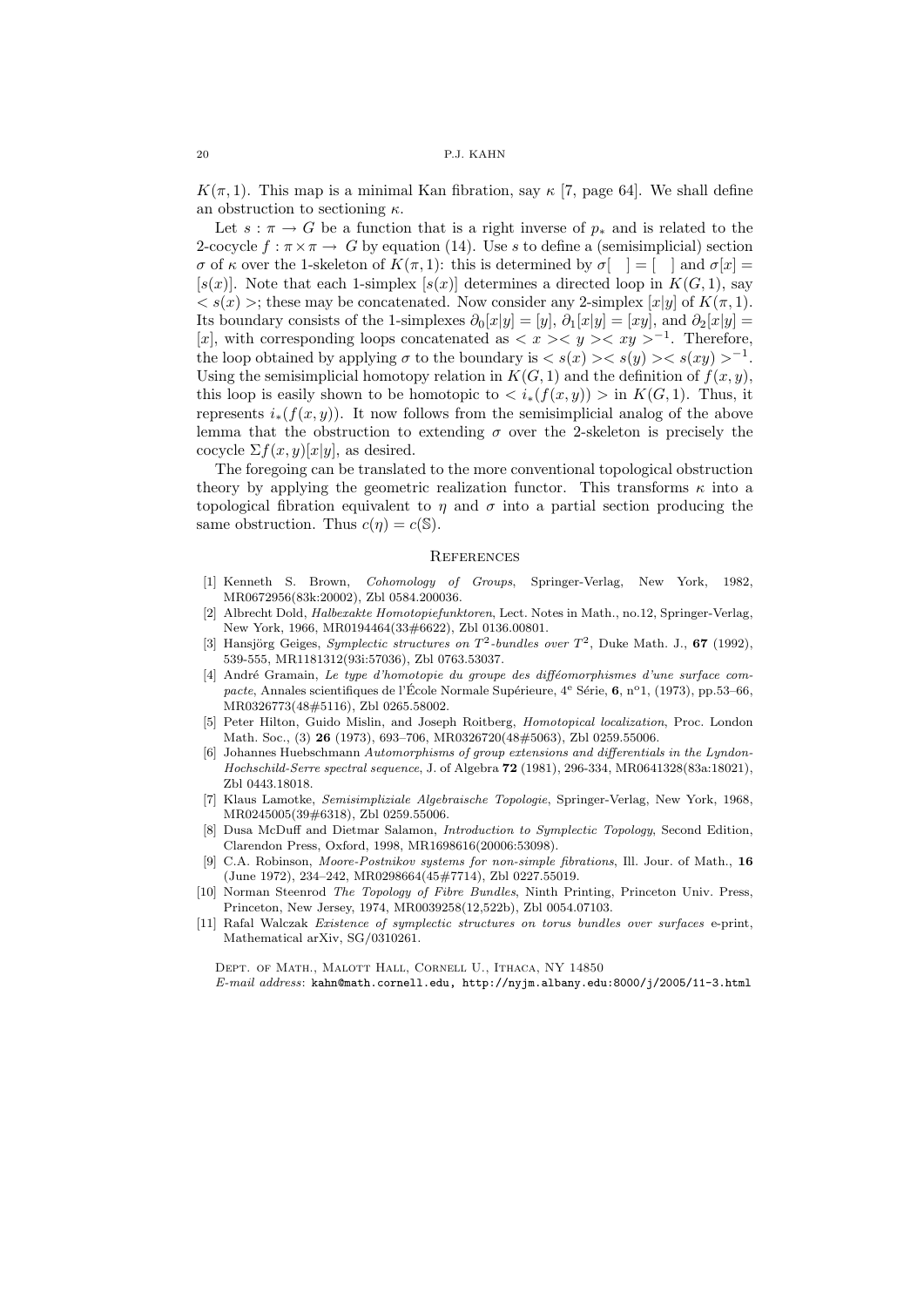$K(\pi, 1)$. This map is a minimal Kan fibration, say $\kappa$ [7, page 64]. We shall define an obstruction to sectioning $\kappa$.

Let $s : \pi \to G$ be a function that is a right inverse of $p_*$ and is related to the 2-cocycle $f : \pi \times \pi \to G$ by equation (14). Use $s$ to define a (semisimplicial) section $\sigma$ of $\kappa$ over the 1-skeleton of $K(\pi, 1)$: this is determined by $\sigma[\ \ ] = [\ \ ]$ and $\sigma[x] = [s(x)]$. Note that each 1-simplex $[s(x)]$ determines a directed loop in $K(G, 1)$, say $< s(x) >$; these may be concatenated. Now consider any 2-simplex $[x|y]$ of $K(\pi, 1)$. Its boundary consists of the 1-simplexes $\partial_0[x|y] = [y]$, $\partial_1[x|y] = [xy]$, and $\partial_2[x|y] = [x]$, with corresponding loops concatenated as $< x >< y >< xy >^{-1}$. Therefore, the loop obtained by applying $\sigma$ to the boundary is $< s(x) >< s(y) >< s(xy) >^{-1}$. Using the semisimplicial homotopy relation in $K(G, 1)$ and the definition of $f(x, y)$, this loop is easily shown to be homotopic to $< i_*(f(x, y)) >$ in $K(G, 1)$. Thus, it represents $i_*(f(x, y))$. It now follows from the semisimplicial analog of the above lemma that the obstruction to extending $\sigma$ over the 2-skeleton is precisely the cocycle $\Sigma f(x, y)[x|y]$, as desired.

The foregoing can be translated to the more conventional topological obstruction theory by applying the geometric realization functor. This transforms $\kappa$ into a topological fibration equivalent to $\eta$ and $\sigma$ into a partial section producing the same obstruction. Thus $c(\eta) = c(\mathbb{S})$.

## References

[1] Kenneth S. Brown, *Cohomology of Groups*, Springer-Verlag, New York, 1982, MR0672956(83k:20002), Zbl 0584.200036.

[2] Albrecht Dold, *Halbexakte Homotopiefunktoren*, Lect. Notes in Math., no.12, Springer-Verlag, New York, 1966, MR0194464(33#6622), Zbl 0136.00801.

[3] Hansjörg Geiges, *Symplectic structures on $T^2$-bundles over $T^2$*, Duke Math. J., **67** (1992), 539-555, MR1181312(93i:57036), Zbl 0763.53037.

[4] André Gramain, *Le type d'homotopie du groupe des difféomorphismes d'une surface compacte*, Annales scientifiques de l'École Normale Supérieure, 4e Série, **6**, n°1, (1973), pp.53–66, MR0326773(48#5116), Zbl 0265.58002.

[5] Peter Hilton, Guido Mislin, and Joseph Roitberg, *Homotopical localization*, Proc. London Math. Soc., (3) **26** (1973), 693–706, MR0326720(48#5063), Zbl 0259.55006.

[6] Johannes Huebschmann *Automorphisms of group extensions and differentials in the Lyndon-Hochschild-Serre spectral sequence*, J. of Algebra **72** (1981), 296-334, MR0641328(83a:18021), Zbl 0443.18018.

[7] Klaus Lamotke, *Semisimpliziale Algebraische Topologie*, Springer-Verlag, New York, 1968, MR0245005(39#6318), Zbl 0259.55006.

[8] Dusa McDuff and Dietmar Salamon, *Introduction to Symplectic Topology*, Second Edition, Clarendon Press, Oxford, 1998, MR1698616(20006:53098).

[9] C.A. Robinson, *Moore-Postnikov systems for non-simple fibrations*, Ill. Jour. of Math., **16** (June 1972), 234–242, MR0298664(45#7714), Zbl 0227.55019.

[10] Norman Steenrod *The Topology of Fibre Bundles*, Ninth Printing, Princeton Univ. Press, Princeton, New Jersey, 1974, MR0039258(12,522b), Zbl 0054.07103.

[11] Rafal Walczak *Existence of symplectic structures on torus bundles over surfaces* e-print, Mathematical arXiv, SG/0310261.

Dept. of Math., Malott Hall, Cornell U., Ithaca, NY 14850
*E-mail address*: kahn@math.cornell.edu, http://nyjm.albany.edu:8000/j/2005/11-3.html